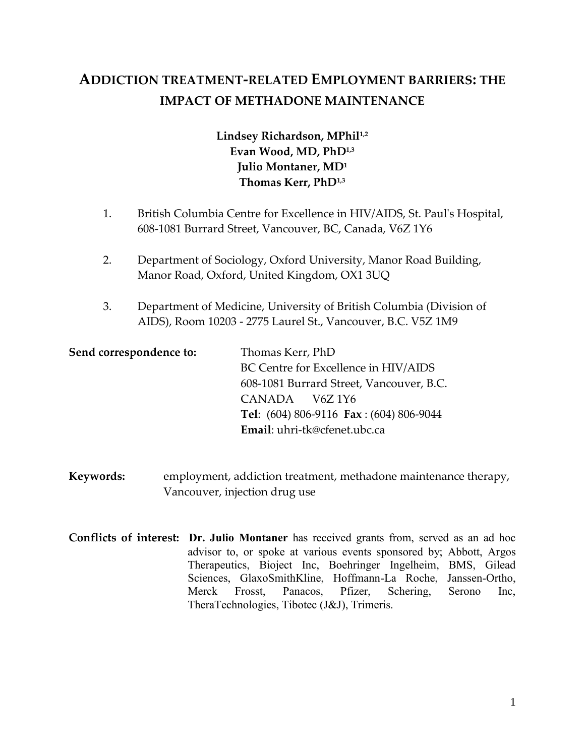# ADDICTION TREATMENT-RELATED EMPLOYMENT BARRIERS: THE IMPACT OF METHADONE MAINTENANCE

**Lindsey Richardson, MPhil[1,2]**
**Evan Wood, MD, PhD[1,3]**
**Julio Montaner, MD[1]**
**Thomas Kerr, PhD[1,3]**

1. British Columbia Centre for Excellence in HIV/AIDS, St. Paul's Hospital, 608-1081 Burrard Street, Vancouver, BC, Canada, V6Z 1Y6

2. Department of Sociology, Oxford University, Manor Road Building, Manor Road, Oxford, United Kingdom, OX1 3UQ

3. Department of Medicine, University of British Columbia (Division of AIDS), Room 10203 - 2775 Laurel St., Vancouver, B.C. V5Z 1M9

**Send correspondence to:** Thomas Kerr, PhD
BC Centre for Excellence in HIV/AIDS
608-1081 Burrard Street, Vancouver, B.C.
CANADA V6Z 1Y6
**Tel**: (604) 806-9116 **Fax** : (604) 806-9044
**Email**: uhri-tk@cfenet.ubc.ca

**Keywords:** employment, addiction treatment, methadone maintenance therapy, Vancouver, injection drug use

**Conflicts of interest:** **Dr. Julio Montaner** has received grants from, served as an ad hoc advisor to, or spoke at various events sponsored by; Abbott, Argos Therapeutics, Bioject Inc, Boehringer Ingelheim, BMS, Gilead Sciences, GlaxoSmithKline, Hoffmann-La Roche, Janssen-Ortho, Merck Frosst, Panacos, Pfizer, Schering, Serono Inc, TheraTechnologies, Tibotec (J&J), Trimeris.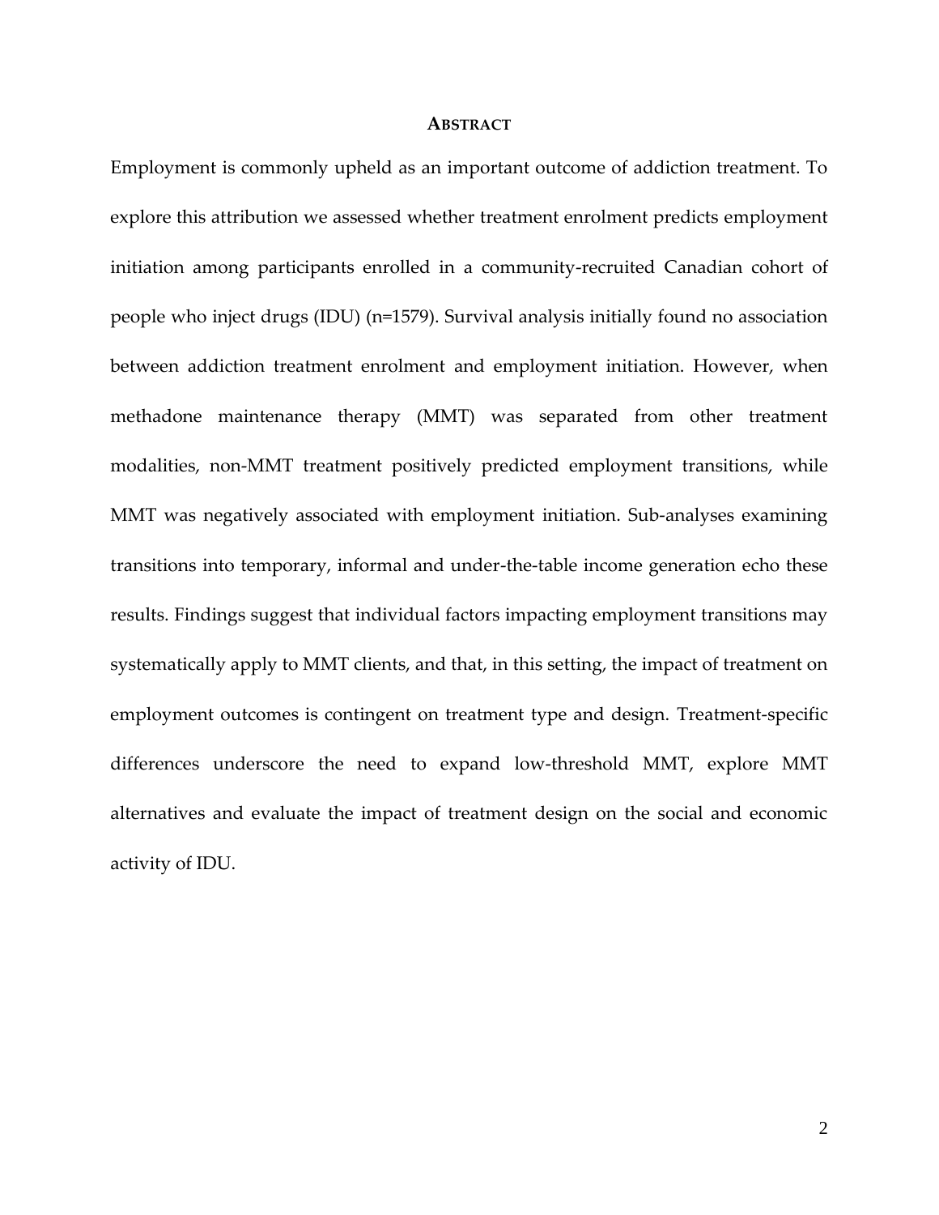## ABSTRACT

Employment is commonly upheld as an important outcome of addiction treatment. To explore this attribution we assessed whether treatment enrolment predicts employment initiation among participants enrolled in a community-recruited Canadian cohort of people who inject drugs (IDU) (n=1579). Survival analysis initially found no association between addiction treatment enrolment and employment initiation. However, when methadone maintenance therapy (MMT) was separated from other treatment modalities, non-MMT treatment positively predicted employment transitions, while MMT was negatively associated with employment initiation. Sub-analyses examining transitions into temporary, informal and under-the-table income generation echo these results. Findings suggest that individual factors impacting employment transitions may systematically apply to MMT clients, and that, in this setting, the impact of treatment on employment outcomes is contingent on treatment type and design. Treatment-specific differences underscore the need to expand low-threshold MMT, explore MMT alternatives and evaluate the impact of treatment design on the social and economic activity of IDU.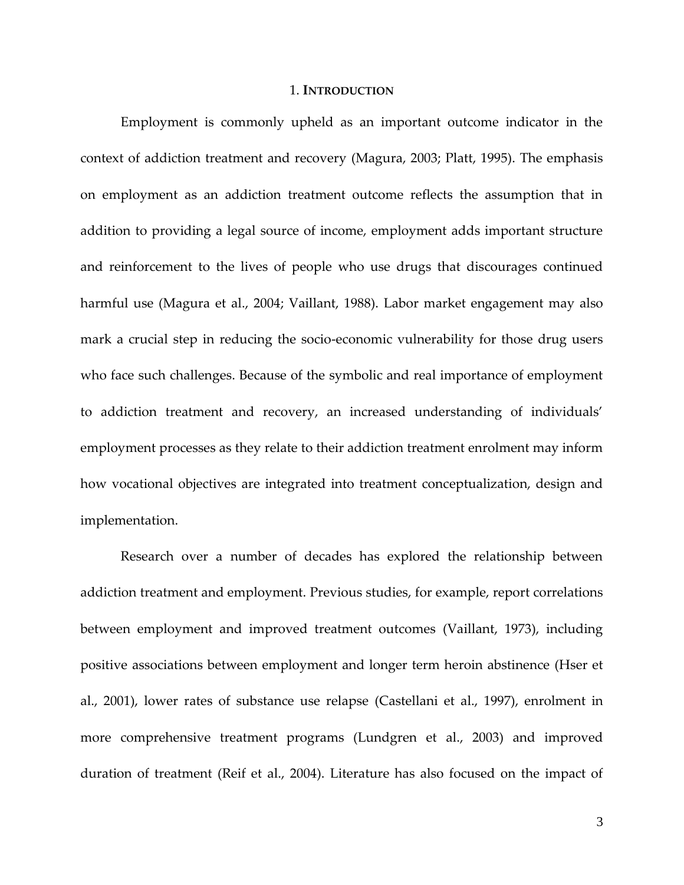# 1. INTRODUCTION

Employment is commonly upheld as an important outcome indicator in the context of addiction treatment and recovery (Magura, 2003; Platt, 1995). The emphasis on employment as an addiction treatment outcome reflects the assumption that in addition to providing a legal source of income, employment adds important structure and reinforcement to the lives of people who use drugs that discourages continued harmful use (Magura et al., 2004; Vaillant, 1988). Labor market engagement may also mark a crucial step in reducing the socio-economic vulnerability for those drug users who face such challenges. Because of the symbolic and real importance of employment to addiction treatment and recovery, an increased understanding of individuals' employment processes as they relate to their addiction treatment enrolment may inform how vocational objectives are integrated into treatment conceptualization, design and implementation.

Research over a number of decades has explored the relationship between addiction treatment and employment. Previous studies, for example, report correlations between employment and improved treatment outcomes (Vaillant, 1973), including positive associations between employment and longer term heroin abstinence (Hser et al., 2001), lower rates of substance use relapse (Castellani et al., 1997), enrolment in more comprehensive treatment programs (Lundgren et al., 2003) and improved duration of treatment (Reif et al., 2004). Literature has also focused on the impact of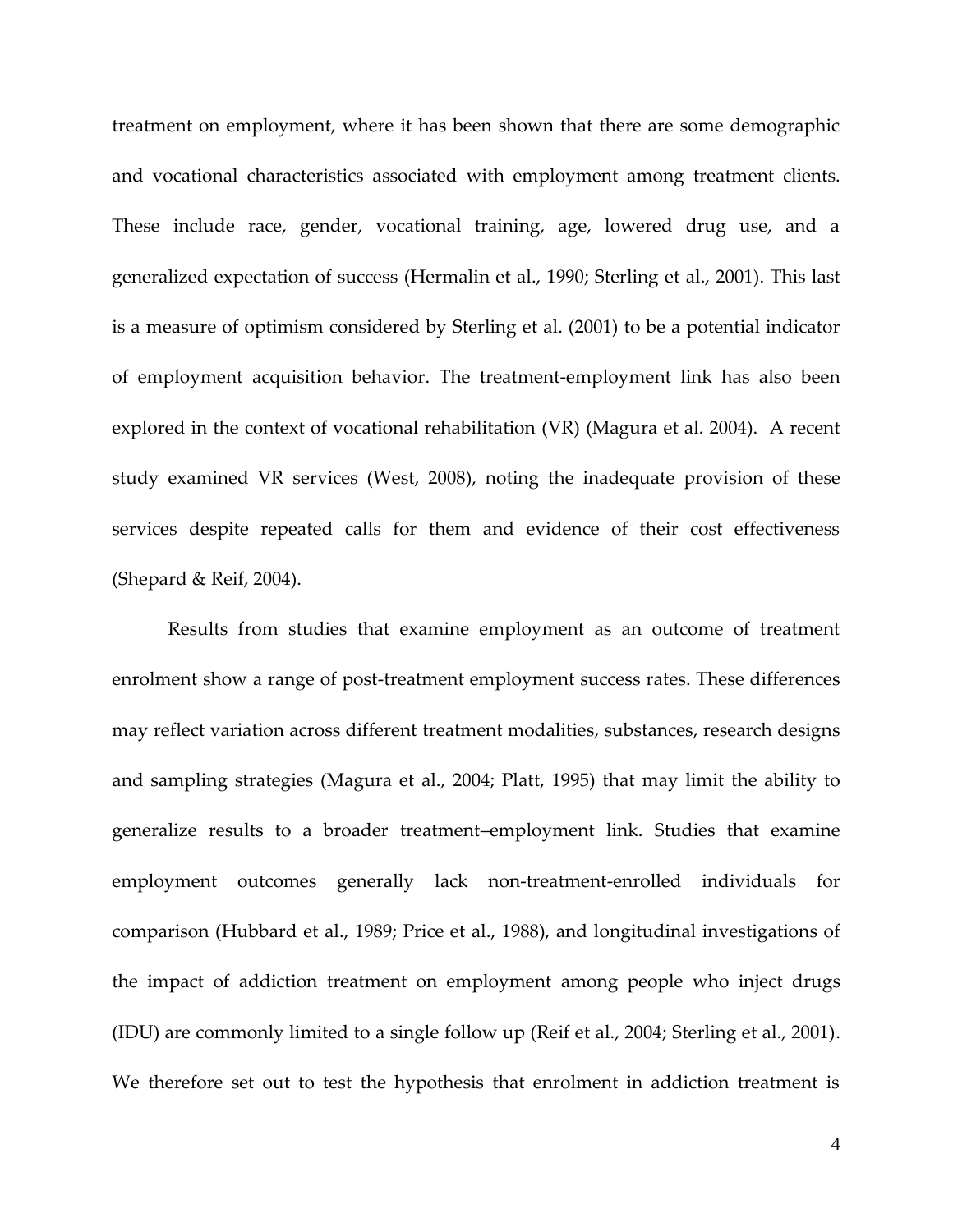treatment on employment, where it has been shown that there are some demographic and vocational characteristics associated with employment among treatment clients. These include race, gender, vocational training, age, lowered drug use, and a generalized expectation of success (Hermalin et al., 1990; Sterling et al., 2001). This last is a measure of optimism considered by Sterling et al. (2001) to be a potential indicator of employment acquisition behavior. The treatment-employment link has also been explored in the context of vocational rehabilitation (VR) (Magura et al. 2004). A recent study examined VR services (West, 2008), noting the inadequate provision of these services despite repeated calls for them and evidence of their cost effectiveness (Shepard & Reif, 2004).

Results from studies that examine employment as an outcome of treatment enrolment show a range of post-treatment employment success rates. These differences may reflect variation across different treatment modalities, substances, research designs and sampling strategies (Magura et al., 2004; Platt, 1995) that may limit the ability to generalize results to a broader treatment–employment link. Studies that examine employment outcomes generally lack non-treatment-enrolled individuals for comparison (Hubbard et al., 1989; Price et al., 1988), and longitudinal investigations of the impact of addiction treatment on employment among people who inject drugs (IDU) are commonly limited to a single follow up (Reif et al., 2004; Sterling et al., 2001). We therefore set out to test the hypothesis that enrolment in addiction treatment is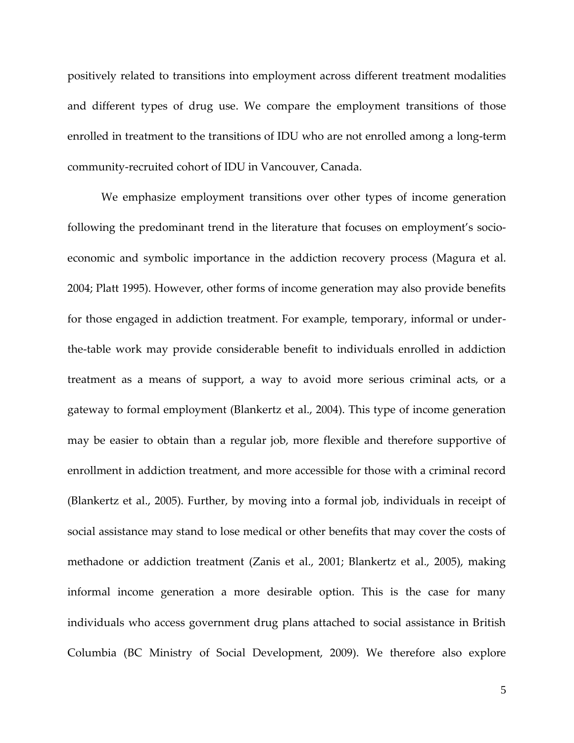positively related to transitions into employment across different treatment modalities and different types of drug use. We compare the employment transitions of those enrolled in treatment to the transitions of IDU who are not enrolled among a long-term community-recruited cohort of IDU in Vancouver, Canada.

We emphasize employment transitions over other types of income generation following the predominant trend in the literature that focuses on employment's socio-economic and symbolic importance in the addiction recovery process (Magura et al. 2004; Platt 1995). However, other forms of income generation may also provide benefits for those engaged in addiction treatment. For example, temporary, informal or under-the-table work may provide considerable benefit to individuals enrolled in addiction treatment as a means of support, a way to avoid more serious criminal acts, or a gateway to formal employment (Blankertz et al., 2004). This type of income generation may be easier to obtain than a regular job, more flexible and therefore supportive of enrollment in addiction treatment, and more accessible for those with a criminal record (Blankertz et al., 2005). Further, by moving into a formal job, individuals in receipt of social assistance may stand to lose medical or other benefits that may cover the costs of methadone or addiction treatment (Zanis et al., 2001; Blankertz et al., 2005), making informal income generation a more desirable option. This is the case for many individuals who access government drug plans attached to social assistance in British Columbia (BC Ministry of Social Development, 2009). We therefore also explore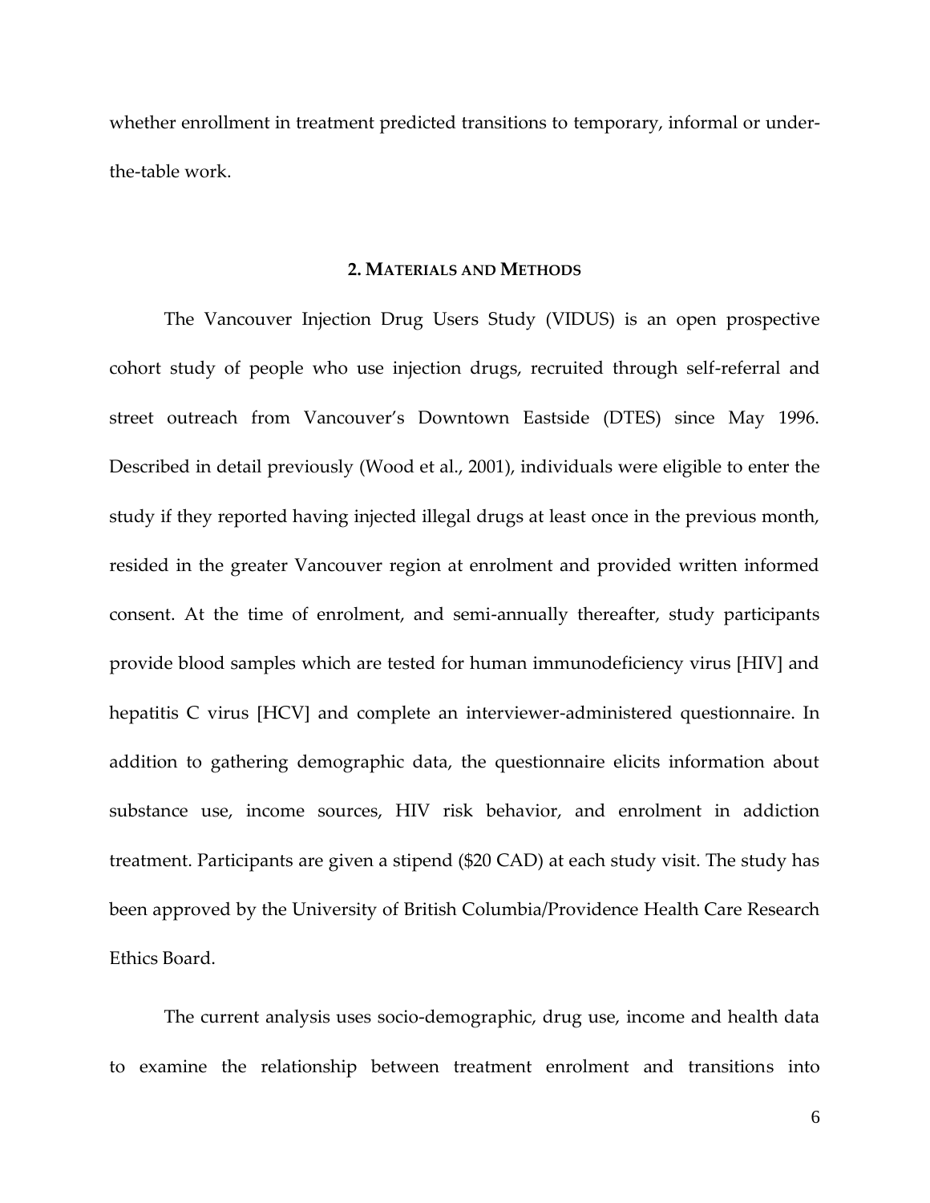whether enrollment in treatment predicted transitions to temporary, informal or under-the-table work.

## 2. Materials and Methods

The Vancouver Injection Drug Users Study (VIDUS) is an open prospective cohort study of people who use injection drugs, recruited through self-referral and street outreach from Vancouver's Downtown Eastside (DTES) since May 1996. Described in detail previously (Wood et al., 2001), individuals were eligible to enter the study if they reported having injected illegal drugs at least once in the previous month, resided in the greater Vancouver region at enrolment and provided written informed consent. At the time of enrolment, and semi-annually thereafter, study participants provide blood samples which are tested for human immunodeficiency virus [HIV] and hepatitis C virus [HCV] and complete an interviewer-administered questionnaire. In addition to gathering demographic data, the questionnaire elicits information about substance use, income sources, HIV risk behavior, and enrolment in addiction treatment. Participants are given a stipend ($20 CAD) at each study visit. The study has been approved by the University of British Columbia/Providence Health Care Research Ethics Board.

The current analysis uses socio-demographic, drug use, income and health data to examine the relationship between treatment enrolment and transitions into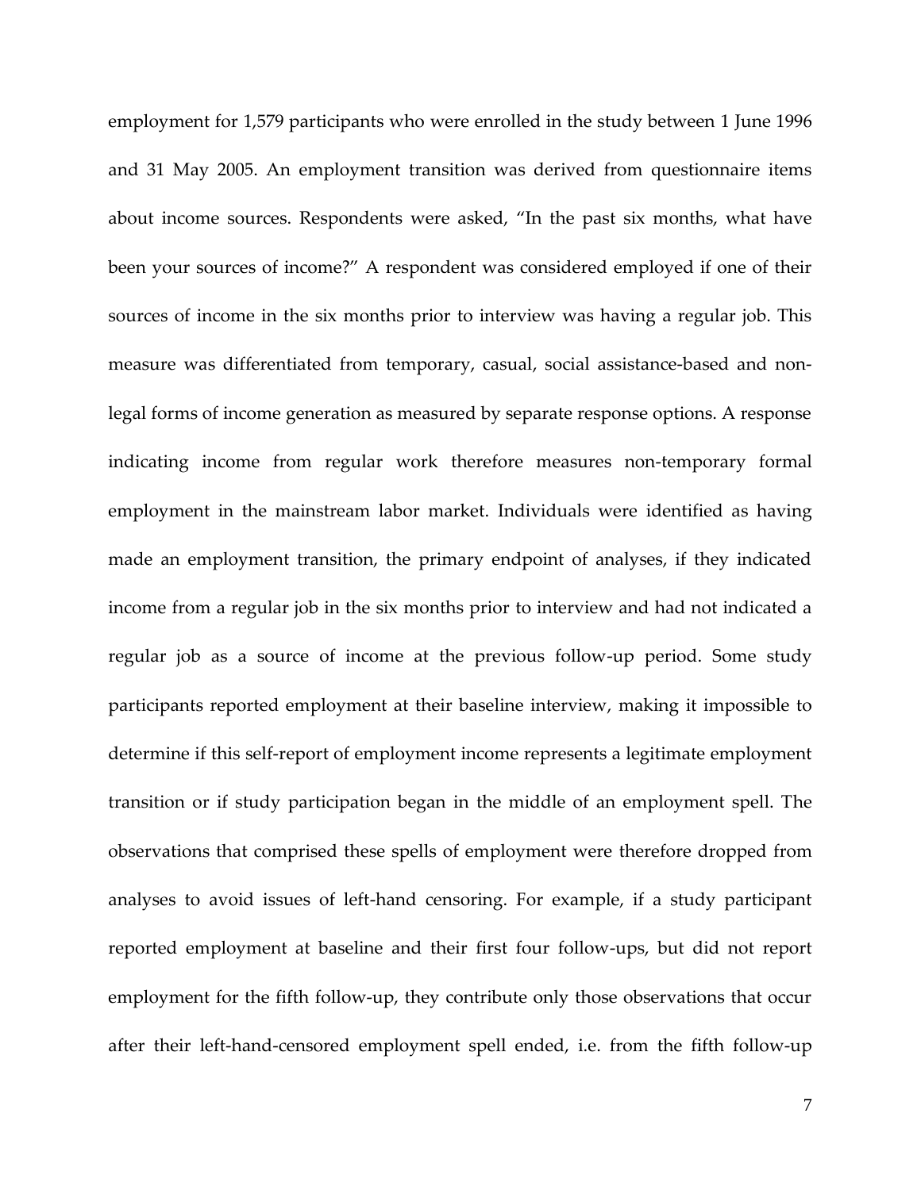employment for 1,579 participants who were enrolled in the study between 1 June 1996 and 31 May 2005. An employment transition was derived from questionnaire items about income sources. Respondents were asked, "In the past six months, what have been your sources of income?" A respondent was considered employed if one of their sources of income in the six months prior to interview was having a regular job. This measure was differentiated from temporary, casual, social assistance-based and non-legal forms of income generation as measured by separate response options. A response indicating income from regular work therefore measures non-temporary formal employment in the mainstream labor market. Individuals were identified as having made an employment transition, the primary endpoint of analyses, if they indicated income from a regular job in the six months prior to interview and had not indicated a regular job as a source of income at the previous follow-up period. Some study participants reported employment at their baseline interview, making it impossible to determine if this self-report of employment income represents a legitimate employment transition or if study participation began in the middle of an employment spell. The observations that comprised these spells of employment were therefore dropped from analyses to avoid issues of left-hand censoring. For example, if a study participant reported employment at baseline and their first four follow-ups, but did not report employment for the fifth follow-up, they contribute only those observations that occur after their left-hand-censored employment spell ended, i.e. from the fifth follow-up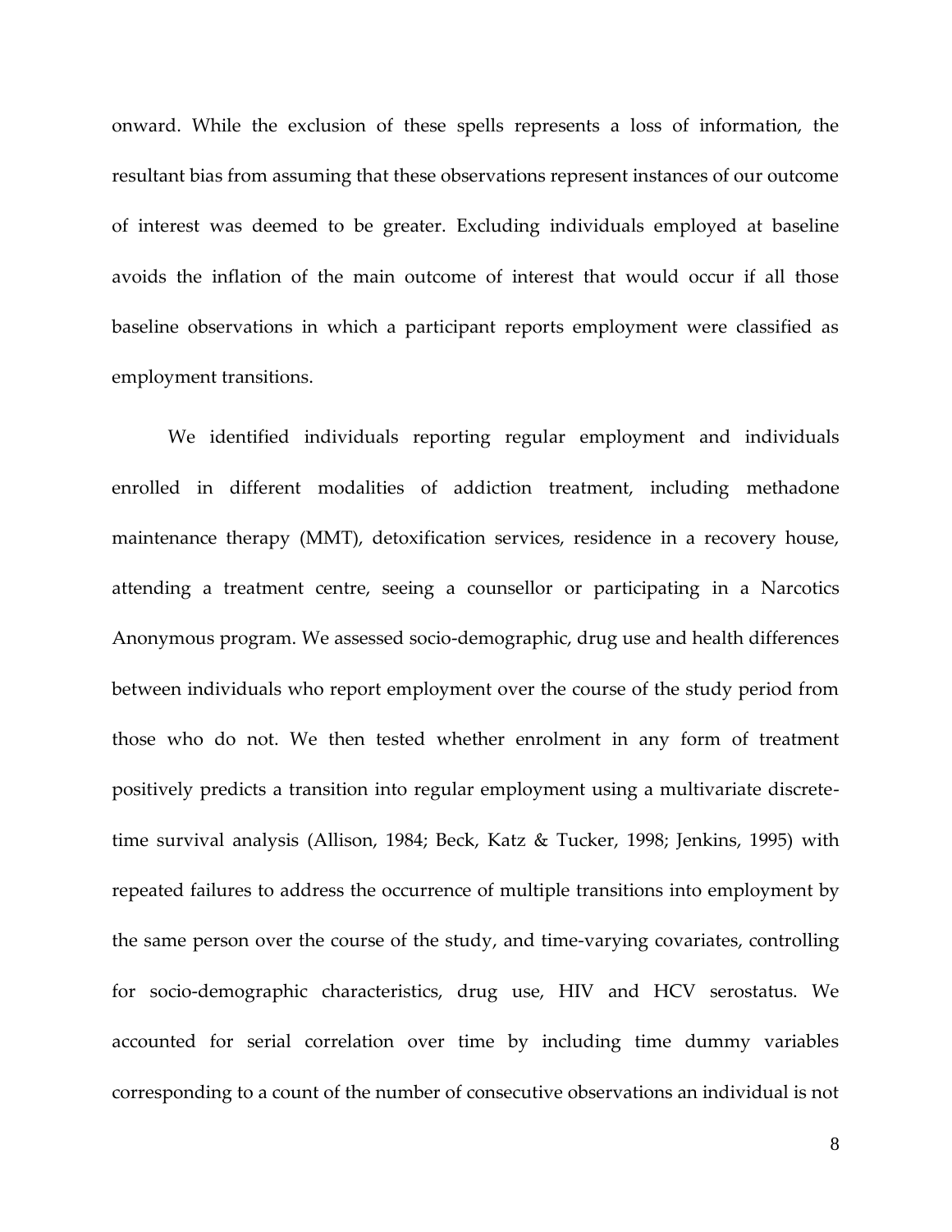onward. While the exclusion of these spells represents a loss of information, the resultant bias from assuming that these observations represent instances of our outcome of interest was deemed to be greater. Excluding individuals employed at baseline avoids the inflation of the main outcome of interest that would occur if all those baseline observations in which a participant reports employment were classified as employment transitions.

We identified individuals reporting regular employment and individuals enrolled in different modalities of addiction treatment, including methadone maintenance therapy (MMT), detoxification services, residence in a recovery house, attending a treatment centre, seeing a counsellor or participating in a Narcotics Anonymous program. We assessed socio-demographic, drug use and health differences between individuals who report employment over the course of the study period from those who do not. We then tested whether enrolment in any form of treatment positively predicts a transition into regular employment using a multivariate discrete-time survival analysis (Allison, 1984; Beck, Katz & Tucker, 1998; Jenkins, 1995) with repeated failures to address the occurrence of multiple transitions into employment by the same person over the course of the study, and time-varying covariates, controlling for socio-demographic characteristics, drug use, HIV and HCV serostatus. We accounted for serial correlation over time by including time dummy variables corresponding to a count of the number of consecutive observations an individual is not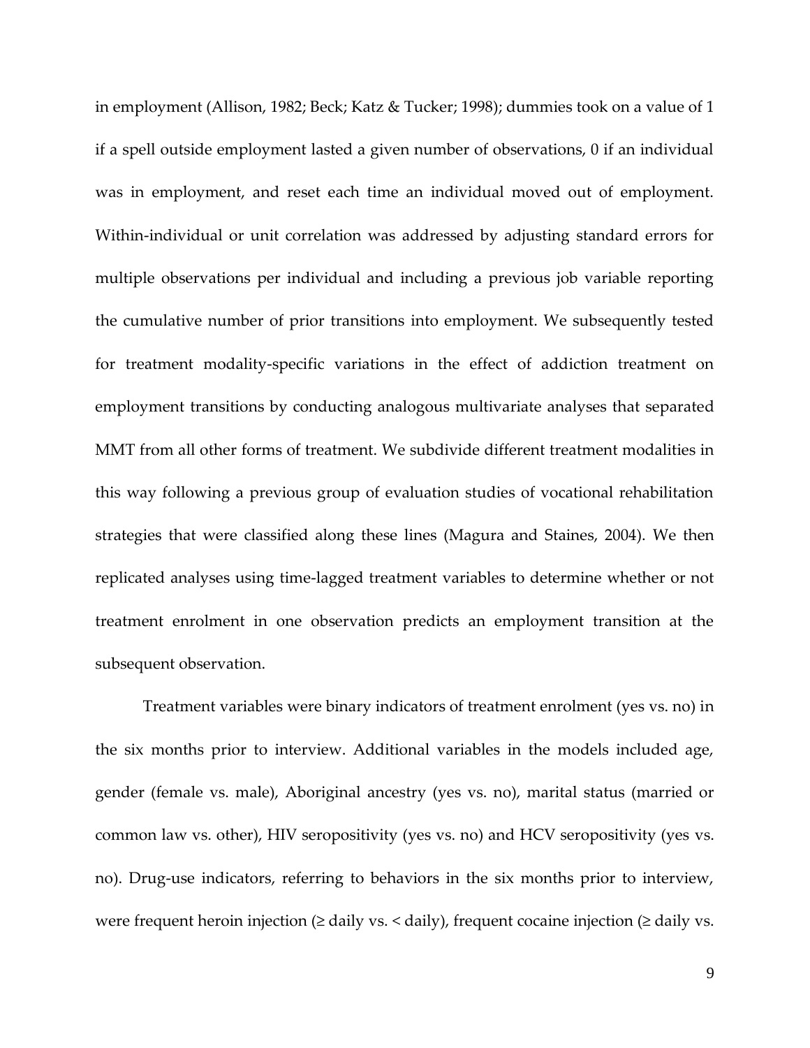in employment (Allison, 1982; Beck; Katz & Tucker; 1998); dummies took on a value of 1 if a spell outside employment lasted a given number of observations, 0 if an individual was in employment, and reset each time an individual moved out of employment. Within-individual or unit correlation was addressed by adjusting standard errors for multiple observations per individual and including a previous job variable reporting the cumulative number of prior transitions into employment. We subsequently tested for treatment modality-specific variations in the effect of addiction treatment on employment transitions by conducting analogous multivariate analyses that separated MMT from all other forms of treatment. We subdivide different treatment modalities in this way following a previous group of evaluation studies of vocational rehabilitation strategies that were classified along these lines (Magura and Staines, 2004). We then replicated analyses using time-lagged treatment variables to determine whether or not treatment enrolment in one observation predicts an employment transition at the subsequent observation.

Treatment variables were binary indicators of treatment enrolment (yes vs. no) in the six months prior to interview. Additional variables in the models included age, gender (female vs. male), Aboriginal ancestry (yes vs. no), marital status (married or common law vs. other), HIV seropositivity (yes vs. no) and HCV seropositivity (yes vs. no). Drug-use indicators, referring to behaviors in the six months prior to interview, were frequent heroin injection (≥ daily vs. < daily), frequent cocaine injection (≥ daily vs.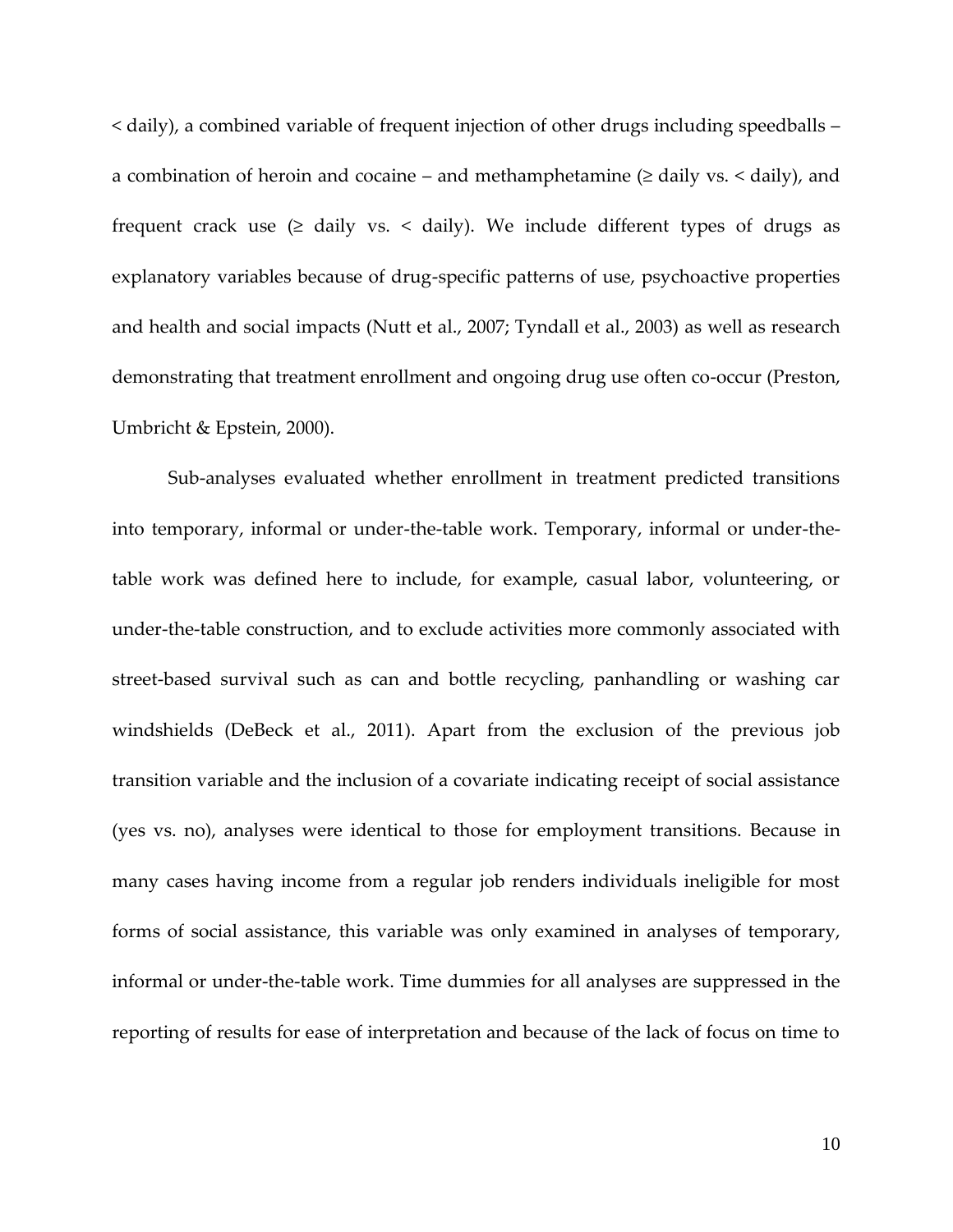< daily), a combined variable of frequent injection of other drugs including speedballs – a combination of heroin and cocaine – and methamphetamine (≥ daily vs. < daily), and frequent crack use (≥ daily vs. < daily). We include different types of drugs as explanatory variables because of drug-specific patterns of use, psychoactive properties and health and social impacts (Nutt et al., 2007; Tyndall et al., 2003) as well as research demonstrating that treatment enrollment and ongoing drug use often co-occur (Preston, Umbricht & Epstein, 2000).

Sub-analyses evaluated whether enrollment in treatment predicted transitions into temporary, informal or under-the-table work. Temporary, informal or under-the-table work was defined here to include, for example, casual labor, volunteering, or under-the-table construction, and to exclude activities more commonly associated with street-based survival such as can and bottle recycling, panhandling or washing car windshields (DeBeck et al., 2011). Apart from the exclusion of the previous job transition variable and the inclusion of a covariate indicating receipt of social assistance (yes vs. no), analyses were identical to those for employment transitions. Because in many cases having income from a regular job renders individuals ineligible for most forms of social assistance, this variable was only examined in analyses of temporary, informal or under-the-table work. Time dummies for all analyses are suppressed in the reporting of results for ease of interpretation and because of the lack of focus on time to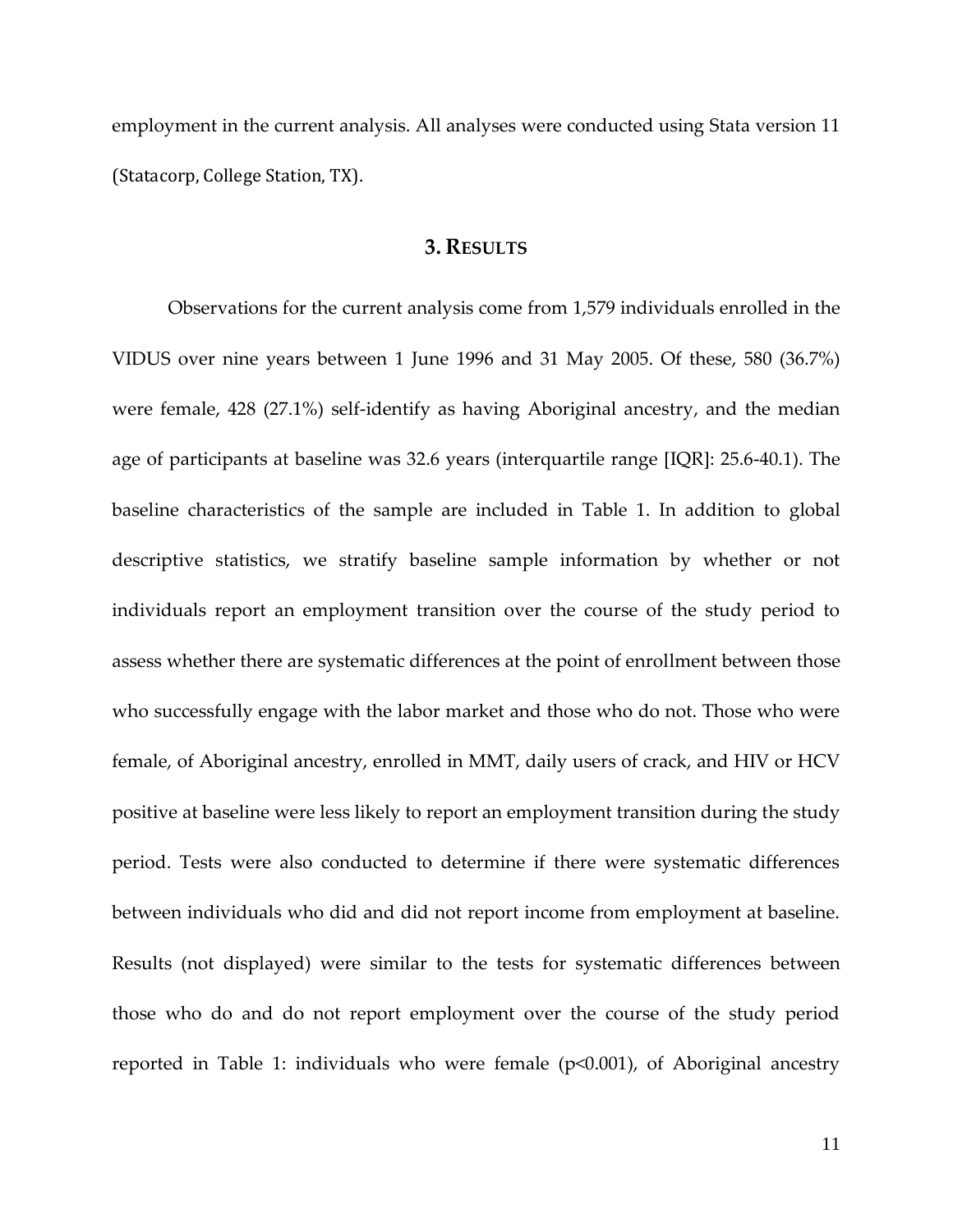employment in the current analysis. All analyses were conducted using Stata version 11 (Statacorp, College Station, TX).

## 3. Results

Observations for the current analysis come from 1,579 individuals enrolled in the VIDUS over nine years between 1 June 1996 and 31 May 2005. Of these, 580 (36.7%) were female, 428 (27.1%) self-identify as having Aboriginal ancestry, and the median age of participants at baseline was 32.6 years (interquartile range [IQR]: 25.6-40.1). The baseline characteristics of the sample are included in Table 1. In addition to global descriptive statistics, we stratify baseline sample information by whether or not individuals report an employment transition over the course of the study period to assess whether there are systematic differences at the point of enrollment between those who successfully engage with the labor market and those who do not. Those who were female, of Aboriginal ancestry, enrolled in MMT, daily users of crack, and HIV or HCV positive at baseline were less likely to report an employment transition during the study period. Tests were also conducted to determine if there were systematic differences between individuals who did and did not report income from employment at baseline. Results (not displayed) were similar to the tests for systematic differences between those who do and do not report employment over the course of the study period reported in Table 1: individuals who were female ($p<0.001$), of Aboriginal ancestry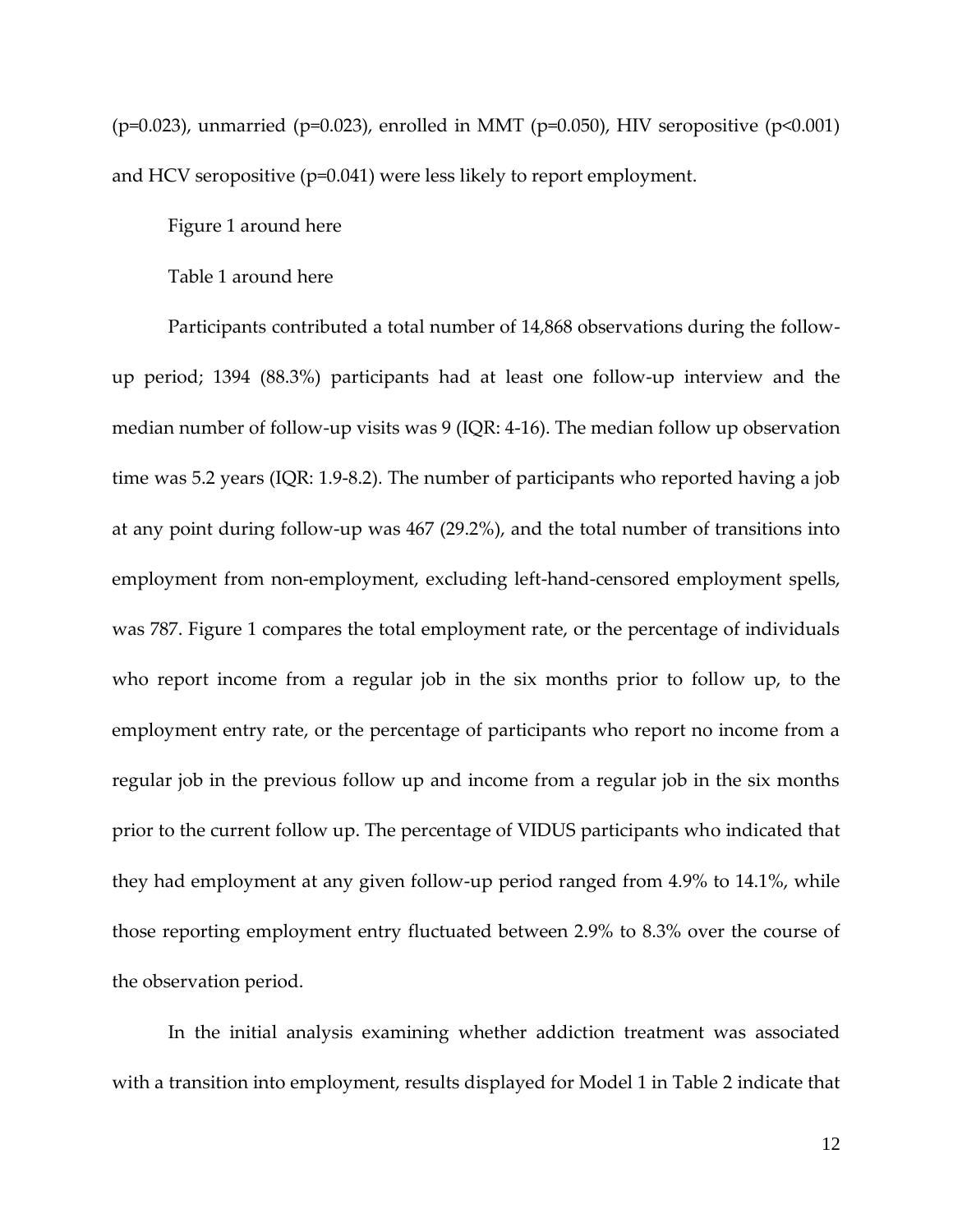(p=0.023), unmarried (p=0.023), enrolled in MMT (p=0.050), HIV seropositive (p<0.001) and HCV seropositive (p=0.041) were less likely to report employment.

Figure 1 around here

Table 1 around here

Participants contributed a total number of 14,868 observations during the follow-up period; 1394 (88.3%) participants had at least one follow-up interview and the median number of follow-up visits was 9 (IQR: 4-16). The median follow up observation time was 5.2 years (IQR: 1.9-8.2). The number of participants who reported having a job at any point during follow-up was 467 (29.2%), and the total number of transitions into employment from non-employment, excluding left-hand-censored employment spells, was 787. Figure 1 compares the total employment rate, or the percentage of individuals who report income from a regular job in the six months prior to follow up, to the employment entry rate, or the percentage of participants who report no income from a regular job in the previous follow up and income from a regular job in the six months prior to the current follow up. The percentage of VIDUS participants who indicated that they had employment at any given follow-up period ranged from 4.9% to 14.1%, while those reporting employment entry fluctuated between 2.9% to 8.3% over the course of the observation period.

In the initial analysis examining whether addiction treatment was associated with a transition into employment, results displayed for Model 1 in Table 2 indicate that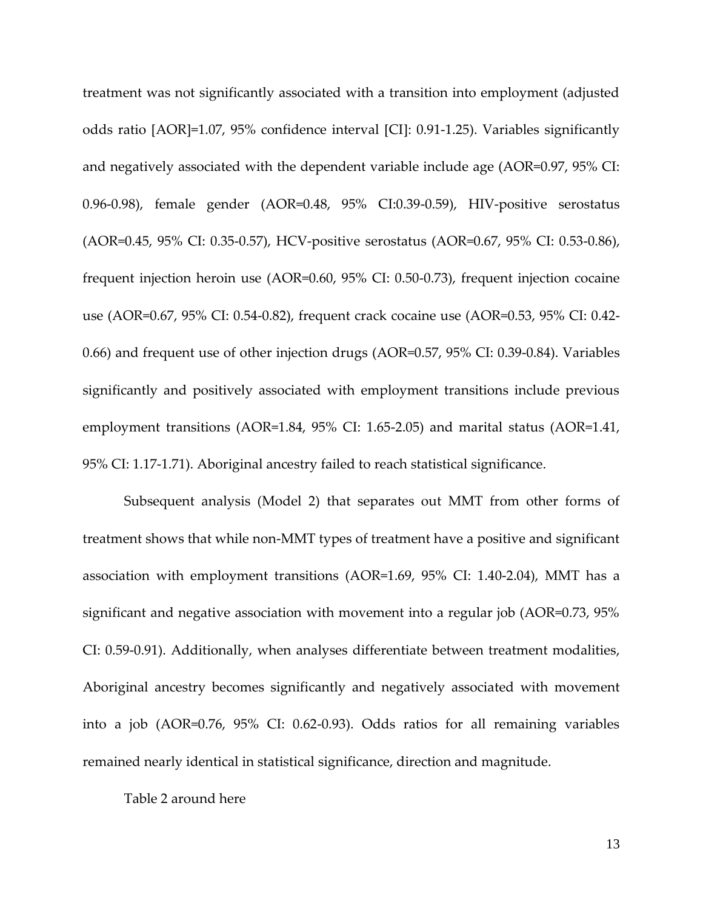treatment was not significantly associated with a transition into employment (adjusted odds ratio [AOR]=1.07, 95% confidence interval [CI]: 0.91-1.25). Variables significantly and negatively associated with the dependent variable include age (AOR=0.97, 95% CI: 0.96-0.98), female gender (AOR=0.48, 95% CI:0.39-0.59), HIV-positive serostatus (AOR=0.45, 95% CI: 0.35-0.57), HCV-positive serostatus (AOR=0.67, 95% CI: 0.53-0.86), frequent injection heroin use (AOR=0.60, 95% CI: 0.50-0.73), frequent injection cocaine use (AOR=0.67, 95% CI: 0.54-0.82), frequent crack cocaine use (AOR=0.53, 95% CI: 0.42-0.66) and frequent use of other injection drugs (AOR=0.57, 95% CI: 0.39-0.84). Variables significantly and positively associated with employment transitions include previous employment transitions (AOR=1.84, 95% CI: 1.65-2.05) and marital status (AOR=1.41, 95% CI: 1.17-1.71). Aboriginal ancestry failed to reach statistical significance.

Subsequent analysis (Model 2) that separates out MMT from other forms of treatment shows that while non-MMT types of treatment have a positive and significant association with employment transitions (AOR=1.69, 95% CI: 1.40-2.04), MMT has a significant and negative association with movement into a regular job (AOR=0.73, 95% CI: 0.59-0.91). Additionally, when analyses differentiate between treatment modalities, Aboriginal ancestry becomes significantly and negatively associated with movement into a job (AOR=0.76, 95% CI: 0.62-0.93). Odds ratios for all remaining variables remained nearly identical in statistical significance, direction and magnitude.

Table 2 around here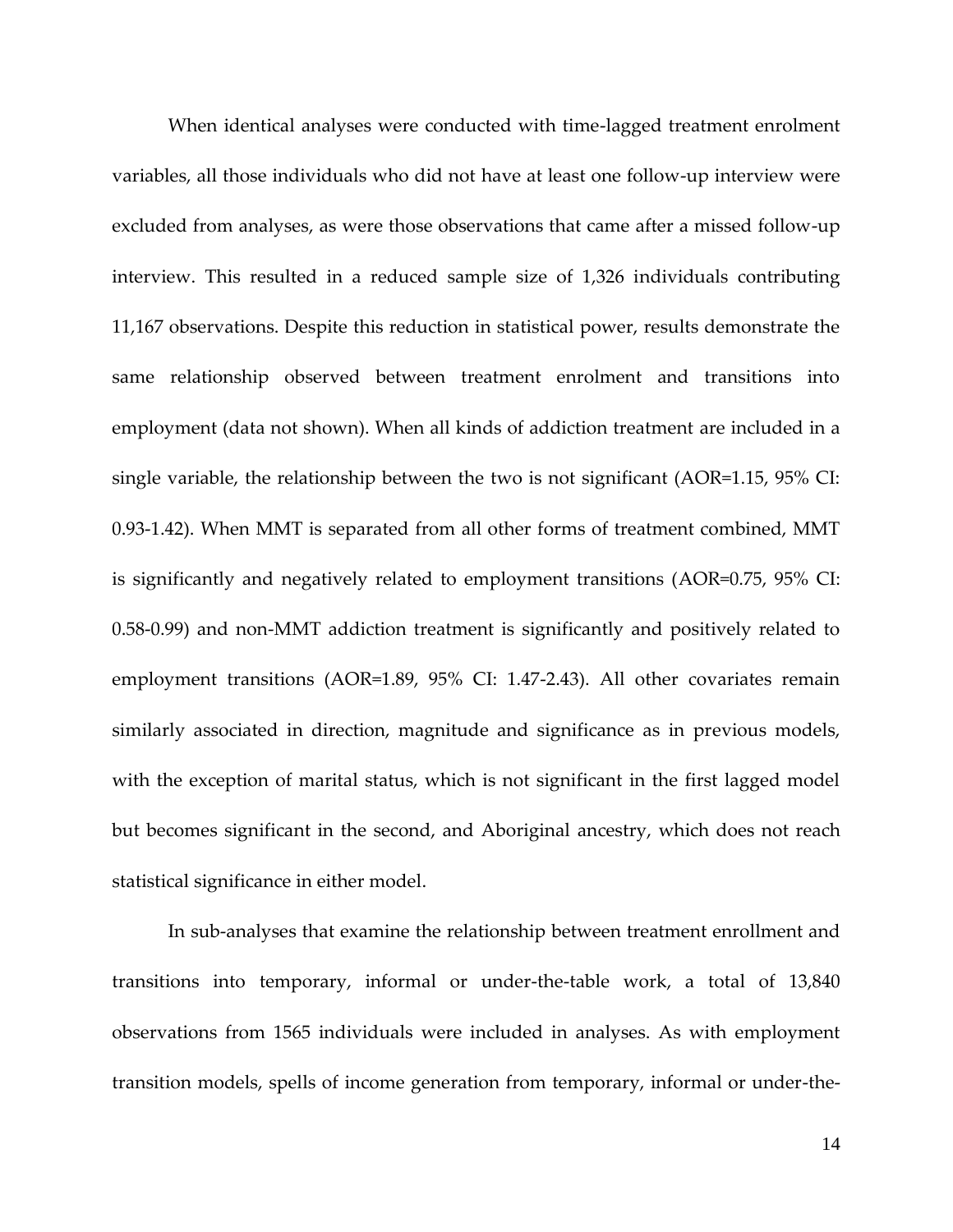When identical analyses were conducted with time-lagged treatment enrolment variables, all those individuals who did not have at least one follow-up interview were excluded from analyses, as were those observations that came after a missed follow-up interview. This resulted in a reduced sample size of 1,326 individuals contributing 11,167 observations. Despite this reduction in statistical power, results demonstrate the same relationship observed between treatment enrolment and transitions into employment (data not shown). When all kinds of addiction treatment are included in a single variable, the relationship between the two is not significant (AOR=1.15, 95% CI: 0.93-1.42). When MMT is separated from all other forms of treatment combined, MMT is significantly and negatively related to employment transitions (AOR=0.75, 95% CI: 0.58-0.99) and non-MMT addiction treatment is significantly and positively related to employment transitions (AOR=1.89, 95% CI: 1.47-2.43). All other covariates remain similarly associated in direction, magnitude and significance as in previous models, with the exception of marital status, which is not significant in the first lagged model but becomes significant in the second, and Aboriginal ancestry, which does not reach statistical significance in either model.

In sub-analyses that examine the relationship between treatment enrollment and transitions into temporary, informal or under-the-table work, a total of 13,840 observations from 1565 individuals were included in analyses. As with employment transition models, spells of income generation from temporary, informal or under-the-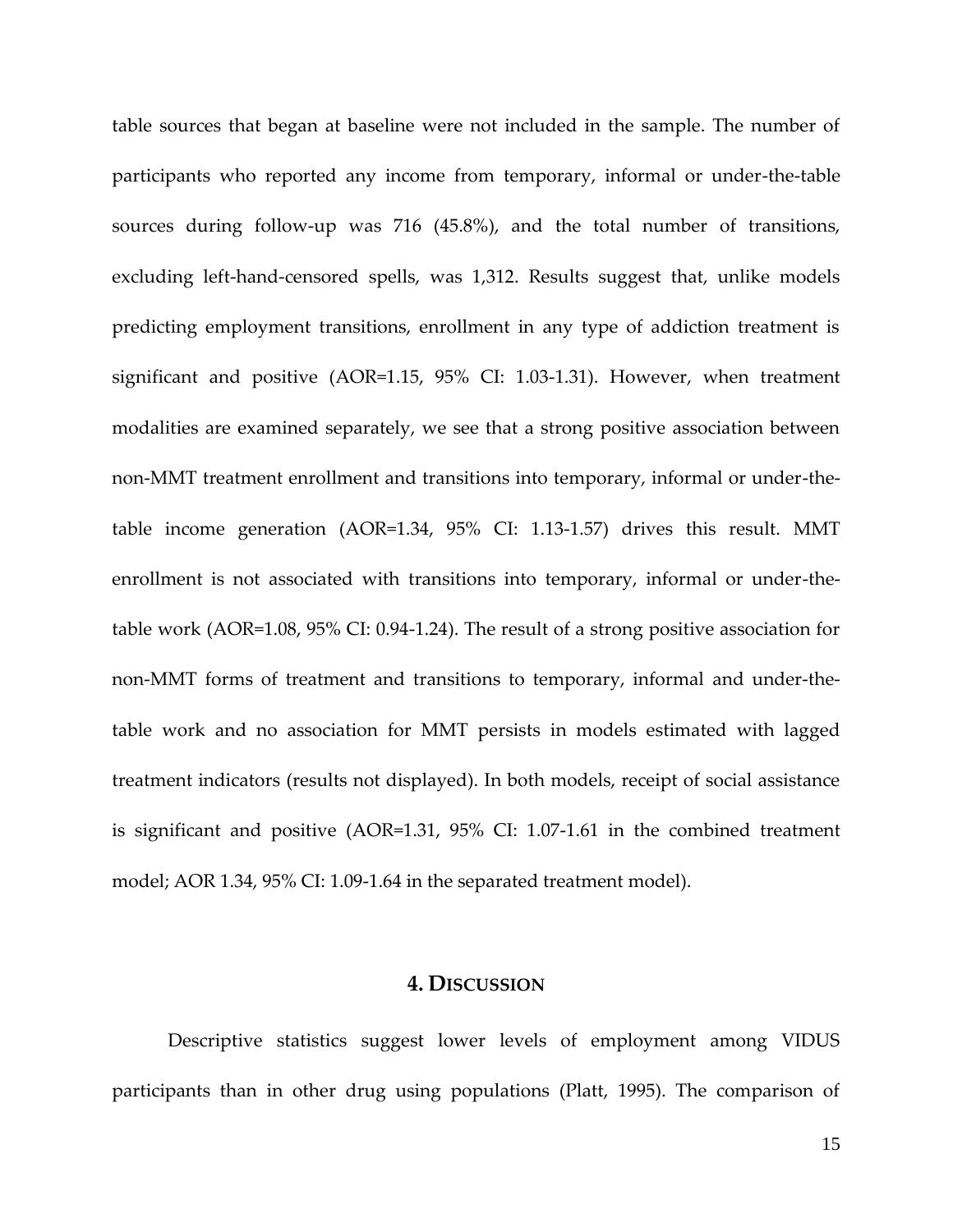table sources that began at baseline were not included in the sample. The number of participants who reported any income from temporary, informal or under-the-table sources during follow-up was 716 (45.8%), and the total number of transitions, excluding left-hand-censored spells, was 1,312. Results suggest that, unlike models predicting employment transitions, enrollment in any type of addiction treatment is significant and positive (AOR=1.15, 95% CI: 1.03-1.31). However, when treatment modalities are examined separately, we see that a strong positive association between non-MMT treatment enrollment and transitions into temporary, informal or under-the-table income generation (AOR=1.34, 95% CI: 1.13-1.57) drives this result. MMT enrollment is not associated with transitions into temporary, informal or under-the-table work (AOR=1.08, 95% CI: 0.94-1.24). The result of a strong positive association for non-MMT forms of treatment and transitions to temporary, informal and under-the-table work and no association for MMT persists in models estimated with lagged treatment indicators (results not displayed). In both models, receipt of social assistance is significant and positive (AOR=1.31, 95% CI: 1.07-1.61 in the combined treatment model; AOR 1.34, 95% CI: 1.09-1.64 in the separated treatment model).

## 4. Discussion

Descriptive statistics suggest lower levels of employment among VIDUS participants than in other drug using populations (Platt, 1995). The comparison of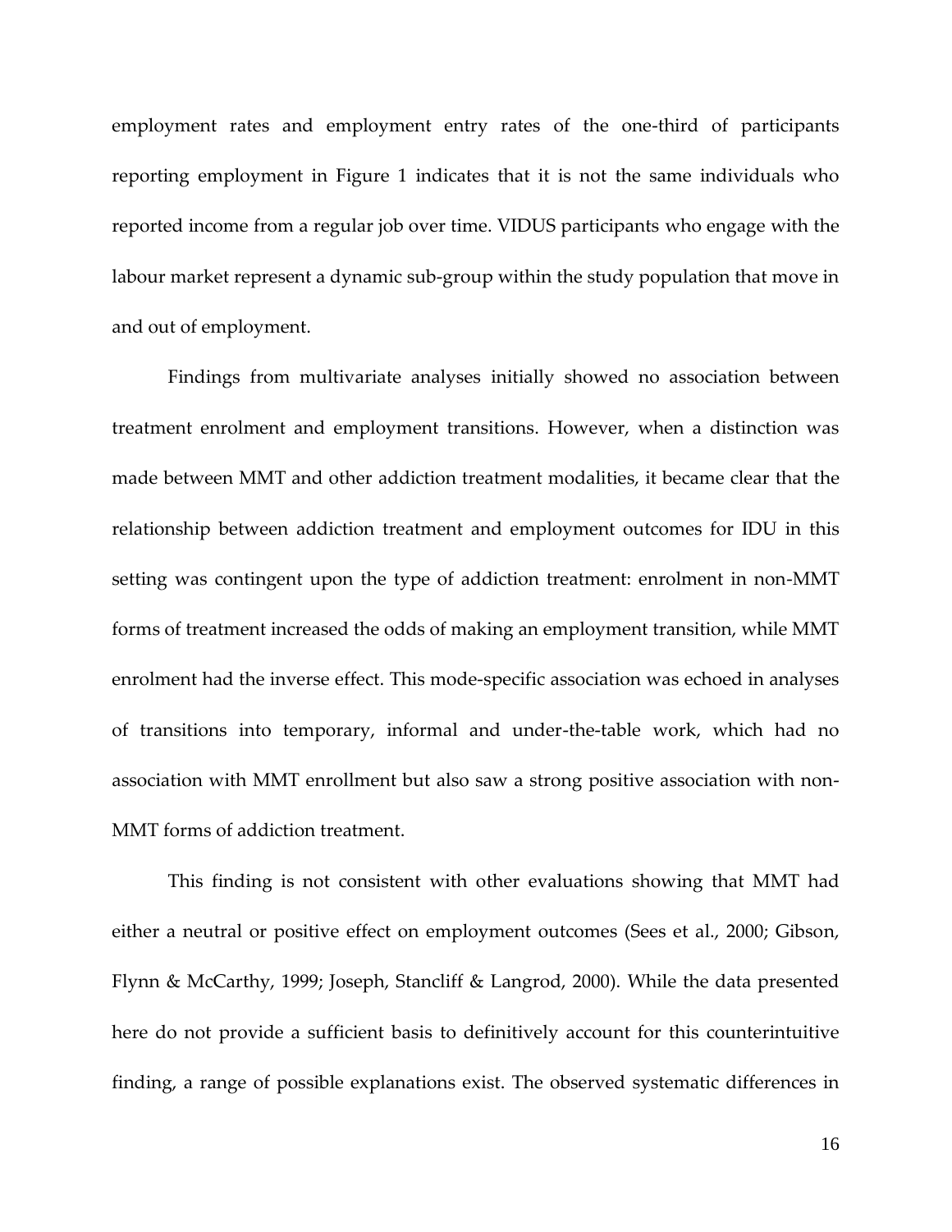employment rates and employment entry rates of the one-third of participants reporting employment in Figure 1 indicates that it is not the same individuals who reported income from a regular job over time. VIDUS participants who engage with the labour market represent a dynamic sub-group within the study population that move in and out of employment.

Findings from multivariate analyses initially showed no association between treatment enrolment and employment transitions. However, when a distinction was made between MMT and other addiction treatment modalities, it became clear that the relationship between addiction treatment and employment outcomes for IDU in this setting was contingent upon the type of addiction treatment: enrolment in non-MMT forms of treatment increased the odds of making an employment transition, while MMT enrolment had the inverse effect. This mode-specific association was echoed in analyses of transitions into temporary, informal and under-the-table work, which had no association with MMT enrollment but also saw a strong positive association with non-MMT forms of addiction treatment.

This finding is not consistent with other evaluations showing that MMT had either a neutral or positive effect on employment outcomes (Sees et al., 2000; Gibson, Flynn & McCarthy, 1999; Joseph, Stancliff & Langrod, 2000). While the data presented here do not provide a sufficient basis to definitively account for this counterintuitive finding, a range of possible explanations exist. The observed systematic differences in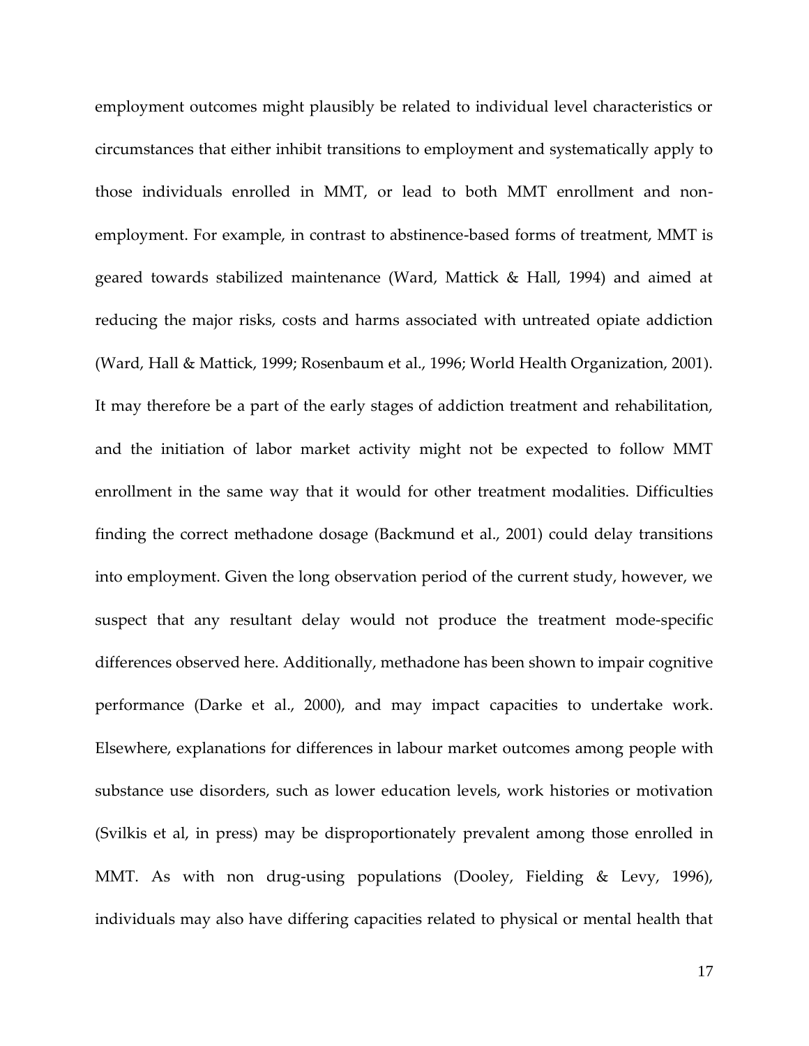employment outcomes might plausibly be related to individual level characteristics or circumstances that either inhibit transitions to employment and systematically apply to those individuals enrolled in MMT, or lead to both MMT enrollment and non-employment. For example, in contrast to abstinence-based forms of treatment, MMT is geared towards stabilized maintenance (Ward, Mattick & Hall, 1994) and aimed at reducing the major risks, costs and harms associated with untreated opiate addiction (Ward, Hall & Mattick, 1999; Rosenbaum et al., 1996; World Health Organization, 2001). It may therefore be a part of the early stages of addiction treatment and rehabilitation, and the initiation of labor market activity might not be expected to follow MMT enrollment in the same way that it would for other treatment modalities. Difficulties finding the correct methadone dosage (Backmund et al., 2001) could delay transitions into employment. Given the long observation period of the current study, however, we suspect that any resultant delay would not produce the treatment mode-specific differences observed here. Additionally, methadone has been shown to impair cognitive performance (Darke et al., 2000), and may impact capacities to undertake work. Elsewhere, explanations for differences in labour market outcomes among people with substance use disorders, such as lower education levels, work histories or motivation (Svilkis et al, in press) may be disproportionately prevalent among those enrolled in MMT. As with non drug-using populations (Dooley, Fielding & Levy, 1996), individuals may also have differing capacities related to physical or mental health that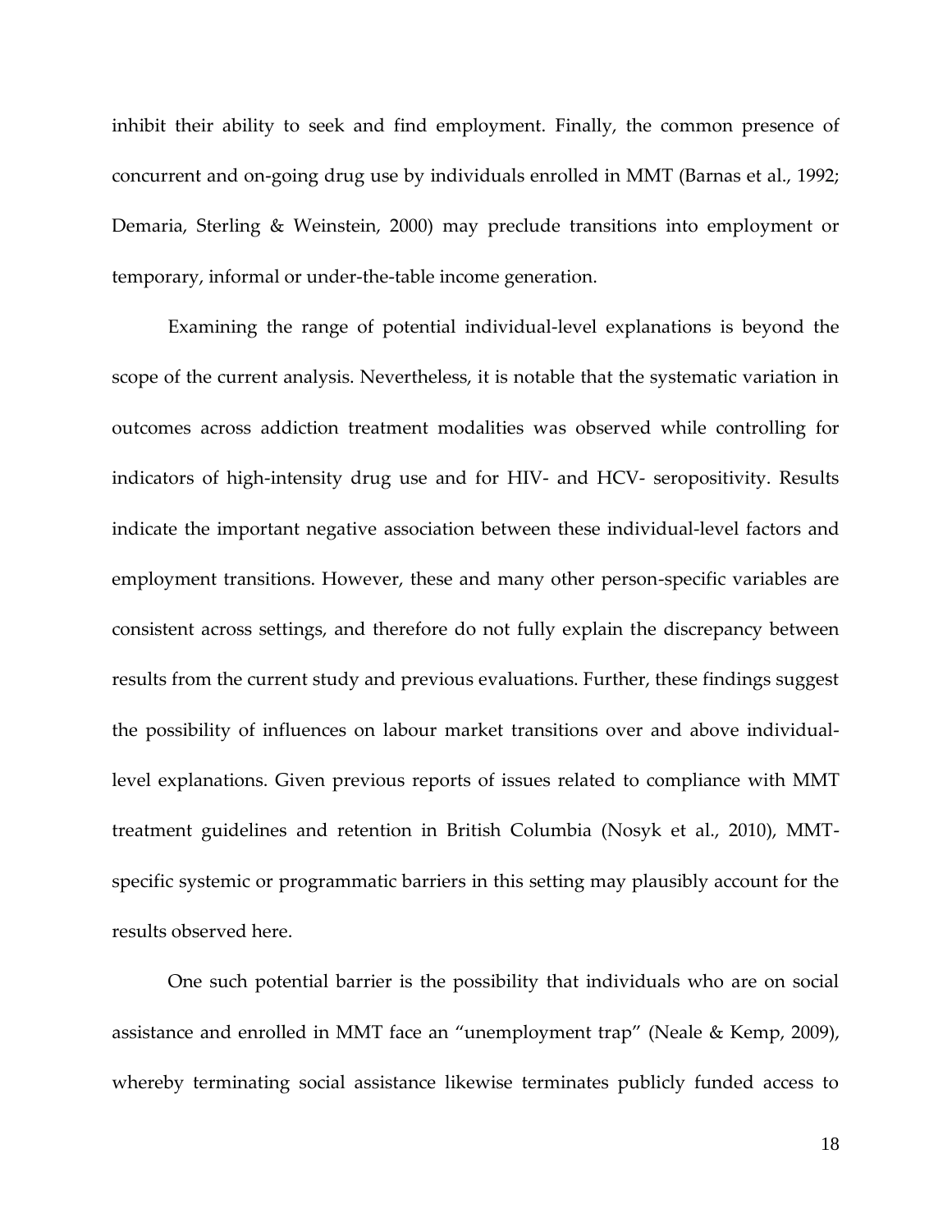inhibit their ability to seek and find employment. Finally, the common presence of concurrent and on-going drug use by individuals enrolled in MMT (Barnas et al., 1992; Demaria, Sterling & Weinstein, 2000) may preclude transitions into employment or temporary, informal or under-the-table income generation.

Examining the range of potential individual-level explanations is beyond the scope of the current analysis. Nevertheless, it is notable that the systematic variation in outcomes across addiction treatment modalities was observed while controlling for indicators of high-intensity drug use and for HIV- and HCV- seropositivity. Results indicate the important negative association between these individual-level factors and employment transitions. However, these and many other person-specific variables are consistent across settings, and therefore do not fully explain the discrepancy between results from the current study and previous evaluations. Further, these findings suggest the possibility of influences on labour market transitions over and above individual-level explanations. Given previous reports of issues related to compliance with MMT treatment guidelines and retention in British Columbia (Nosyk et al., 2010), MMT-specific systemic or programmatic barriers in this setting may plausibly account for the results observed here.

One such potential barrier is the possibility that individuals who are on social assistance and enrolled in MMT face an "unemployment trap" (Neale & Kemp, 2009), whereby terminating social assistance likewise terminates publicly funded access to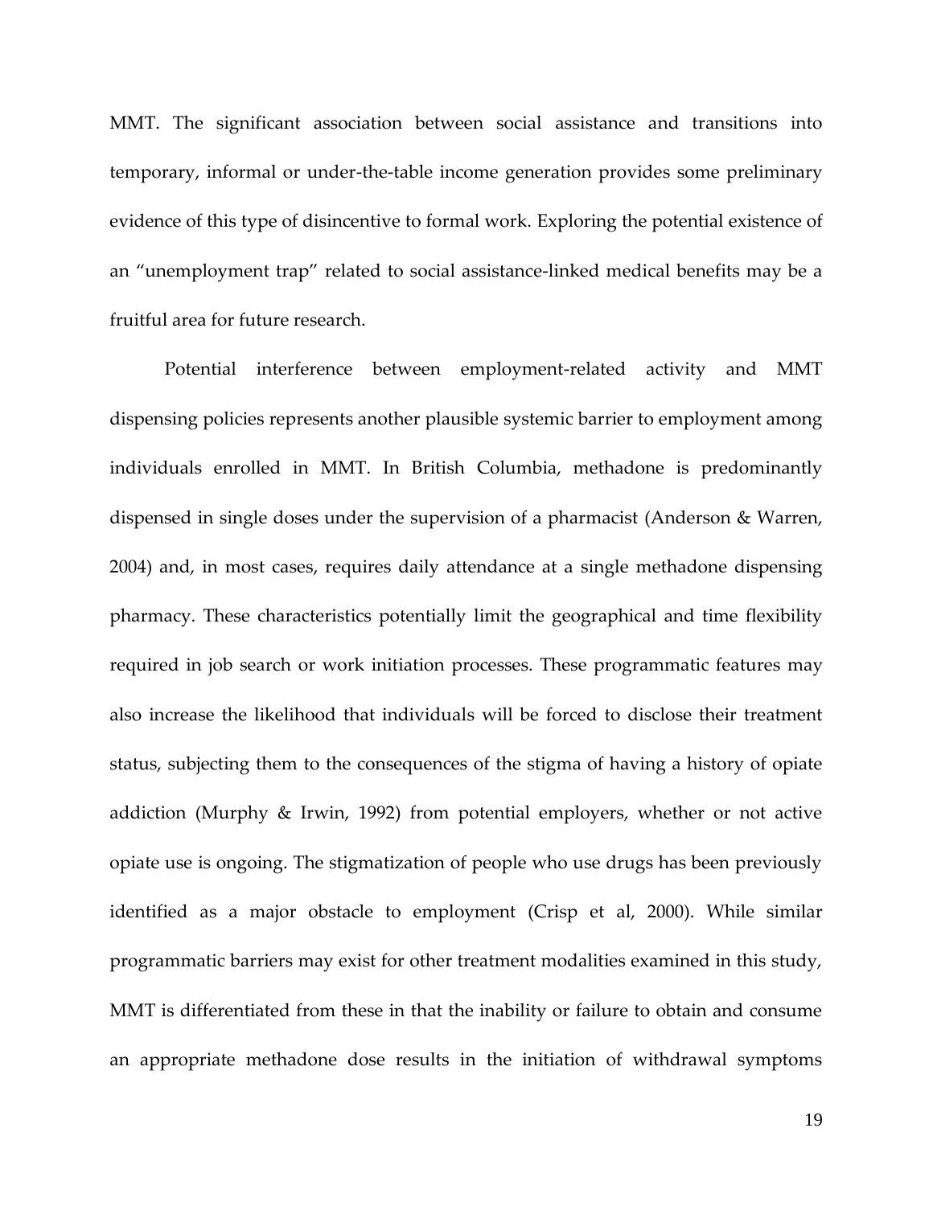MMT. The significant association between social assistance and transitions into temporary, informal or under-the-table income generation provides some preliminary evidence of this type of disincentive to formal work. Exploring the potential existence of an "unemployment trap" related to social assistance-linked medical benefits may be a fruitful area for future research.

Potential interference between employment-related activity and MMT dispensing policies represents another plausible systemic barrier to employment among individuals enrolled in MMT. In British Columbia, methadone is predominantly dispensed in single doses under the supervision of a pharmacist (Anderson & Warren, 2004) and, in most cases, requires daily attendance at a single methadone dispensing pharmacy. These characteristics potentially limit the geographical and time flexibility required in job search or work initiation processes. These programmatic features may also increase the likelihood that individuals will be forced to disclose their treatment status, subjecting them to the consequences of the stigma of having a history of opiate addiction (Murphy & Irwin, 1992) from potential employers, whether or not active opiate use is ongoing. The stigmatization of people who use drugs has been previously identified as a major obstacle to employment (Crisp et al, 2000). While similar programmatic barriers may exist for other treatment modalities examined in this study, MMT is differentiated from these in that the inability or failure to obtain and consume an appropriate methadone dose results in the initiation of withdrawal symptoms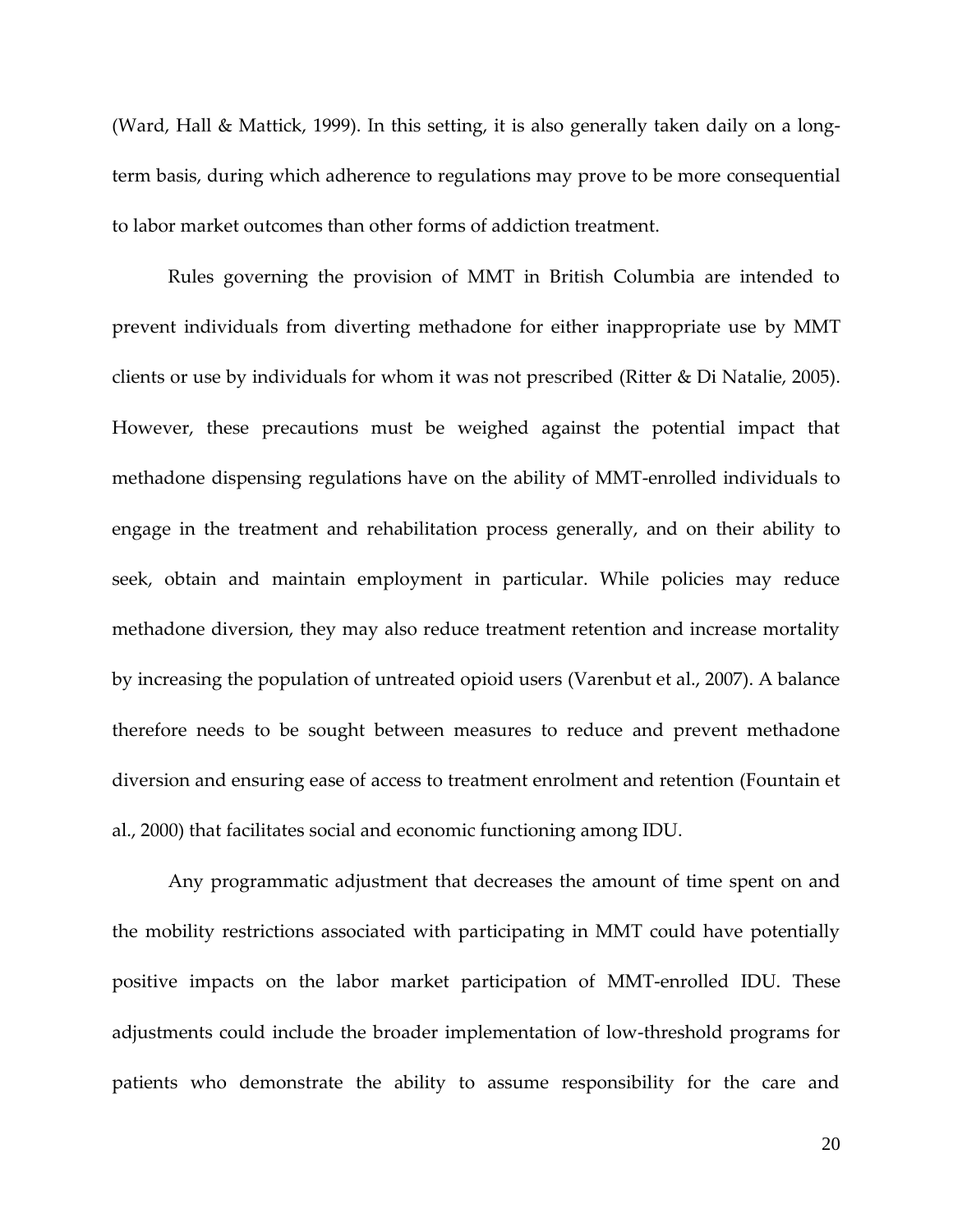(Ward, Hall & Mattick, 1999). In this setting, it is also generally taken daily on a long-term basis, during which adherence to regulations may prove to be more consequential to labor market outcomes than other forms of addiction treatment.

Rules governing the provision of MMT in British Columbia are intended to prevent individuals from diverting methadone for either inappropriate use by MMT clients or use by individuals for whom it was not prescribed (Ritter & Di Natalie, 2005). However, these precautions must be weighed against the potential impact that methadone dispensing regulations have on the ability of MMT-enrolled individuals to engage in the treatment and rehabilitation process generally, and on their ability to seek, obtain and maintain employment in particular. While policies may reduce methadone diversion, they may also reduce treatment retention and increase mortality by increasing the population of untreated opioid users (Varenbut et al., 2007). A balance therefore needs to be sought between measures to reduce and prevent methadone diversion and ensuring ease of access to treatment enrolment and retention (Fountain et al., 2000) that facilitates social and economic functioning among IDU.

Any programmatic adjustment that decreases the amount of time spent on and the mobility restrictions associated with participating in MMT could have potentially positive impacts on the labor market participation of MMT-enrolled IDU. These adjustments could include the broader implementation of low-threshold programs for patients who demonstrate the ability to assume responsibility for the care and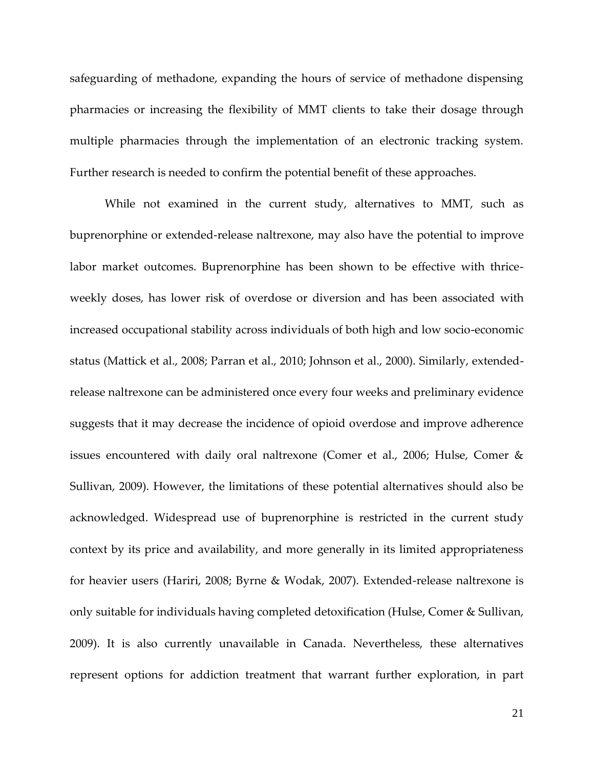safeguarding of methadone, expanding the hours of service of methadone dispensing pharmacies or increasing the flexibility of MMT clients to take their dosage through multiple pharmacies through the implementation of an electronic tracking system. Further research is needed to confirm the potential benefit of these approaches.

While not examined in the current study, alternatives to MMT, such as buprenorphine or extended-release naltrexone, may also have the potential to improve labor market outcomes. Buprenorphine has been shown to be effective with thrice-weekly doses, has lower risk of overdose or diversion and has been associated with increased occupational stability across individuals of both high and low socio-economic status (Mattick et al., 2008; Parran et al., 2010; Johnson et al., 2000). Similarly, extended-release naltrexone can be administered once every four weeks and preliminary evidence suggests that it may decrease the incidence of opioid overdose and improve adherence issues encountered with daily oral naltrexone (Comer et al., 2006; Hulse, Comer & Sullivan, 2009). However, the limitations of these potential alternatives should also be acknowledged. Widespread use of buprenorphine is restricted in the current study context by its price and availability, and more generally in its limited appropriateness for heavier users (Hariri, 2008; Byrne & Wodak, 2007). Extended-release naltrexone is only suitable for individuals having completed detoxification (Hulse, Comer & Sullivan, 2009). It is also currently unavailable in Canada. Nevertheless, these alternatives represent options for addiction treatment that warrant further exploration, in part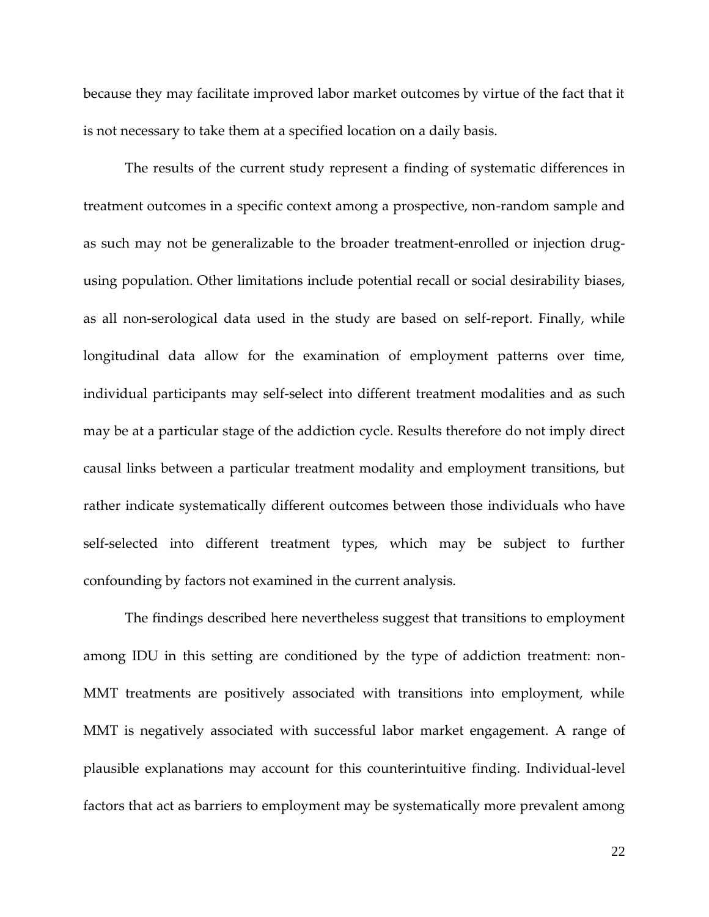because they may facilitate improved labor market outcomes by virtue of the fact that it is not necessary to take them at a specified location on a daily basis.

The results of the current study represent a finding of systematic differences in treatment outcomes in a specific context among a prospective, non-random sample and as such may not be generalizable to the broader treatment-enrolled or injection drug-using population. Other limitations include potential recall or social desirability biases, as all non-serological data used in the study are based on self-report. Finally, while longitudinal data allow for the examination of employment patterns over time, individual participants may self-select into different treatment modalities and as such may be at a particular stage of the addiction cycle. Results therefore do not imply direct causal links between a particular treatment modality and employment transitions, but rather indicate systematically different outcomes between those individuals who have self-selected into different treatment types, which may be subject to further confounding by factors not examined in the current analysis.

The findings described here nevertheless suggest that transitions to employment among IDU in this setting are conditioned by the type of addiction treatment: non-MMT treatments are positively associated with transitions into employment, while MMT is negatively associated with successful labor market engagement. A range of plausible explanations may account for this counterintuitive finding. Individual-level factors that act as barriers to employment may be systematically more prevalent among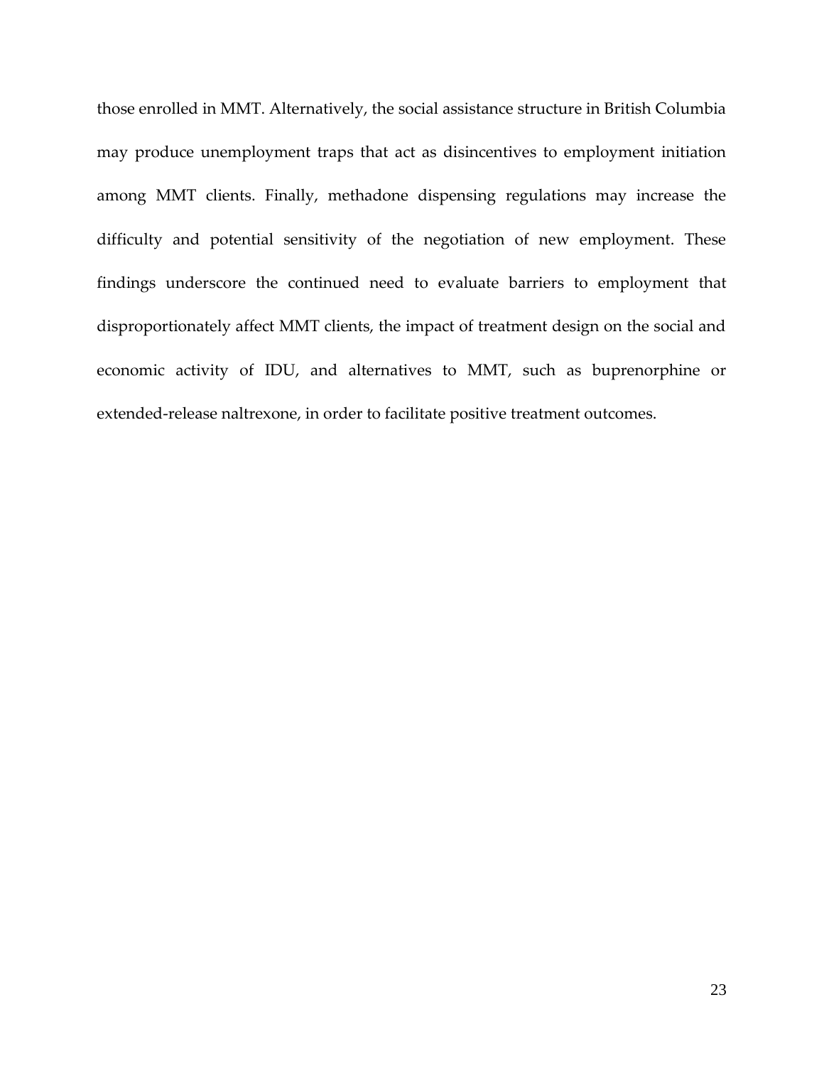those enrolled in MMT. Alternatively, the social assistance structure in British Columbia may produce unemployment traps that act as disincentives to employment initiation among MMT clients. Finally, methadone dispensing regulations may increase the difficulty and potential sensitivity of the negotiation of new employment. These findings underscore the continued need to evaluate barriers to employment that disproportionately affect MMT clients, the impact of treatment design on the social and economic activity of IDU, and alternatives to MMT, such as buprenorphine or extended-release naltrexone, in order to facilitate positive treatment outcomes.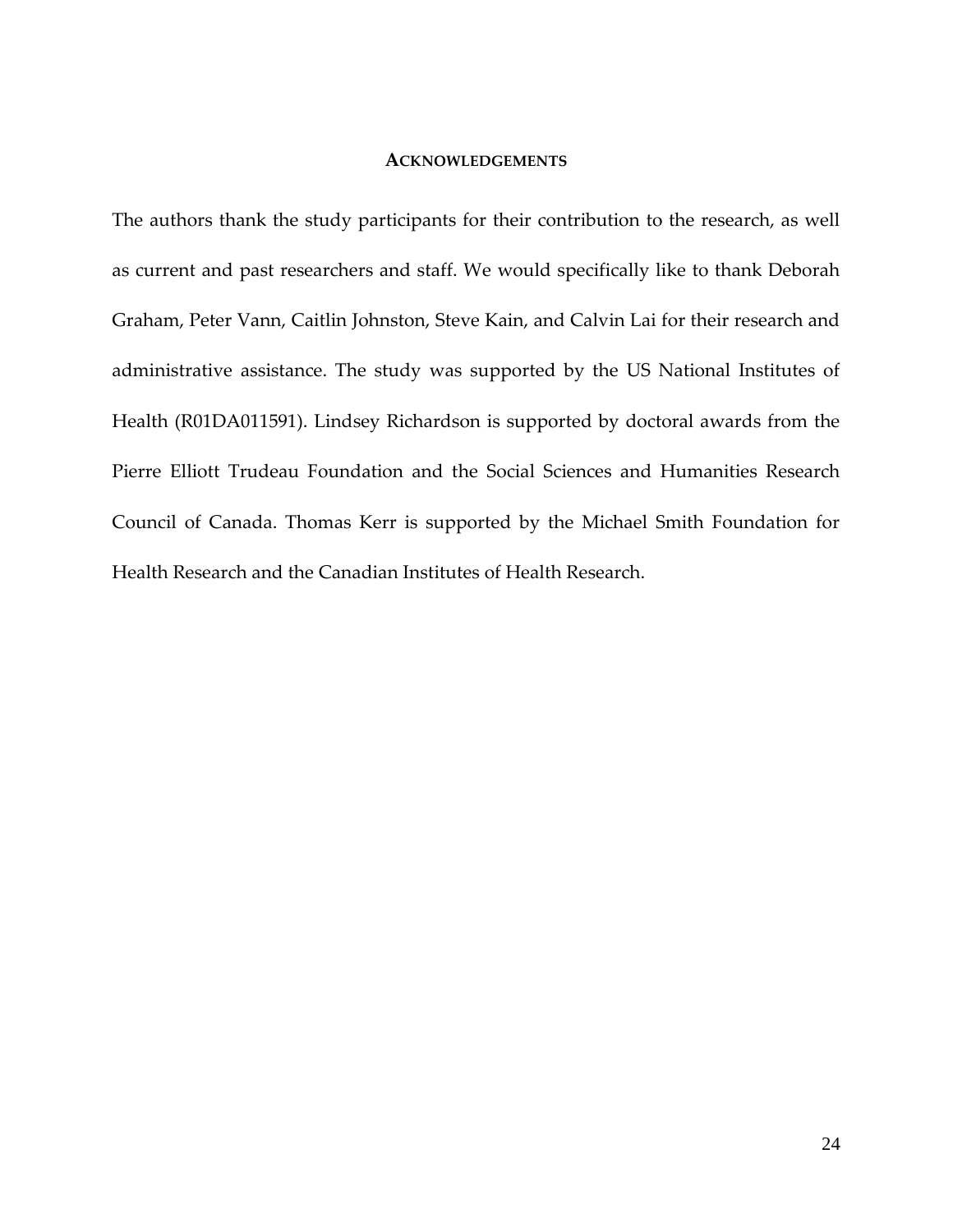## ACKNOWLEDGEMENTS

The authors thank the study participants for their contribution to the research, as well as current and past researchers and staff. We would specifically like to thank Deborah Graham, Peter Vann, Caitlin Johnston, Steve Kain, and Calvin Lai for their research and administrative assistance. The study was supported by the US National Institutes of Health (R01DA011591). Lindsey Richardson is supported by doctoral awards from the Pierre Elliott Trudeau Foundation and the Social Sciences and Humanities Research Council of Canada. Thomas Kerr is supported by the Michael Smith Foundation for Health Research and the Canadian Institutes of Health Research.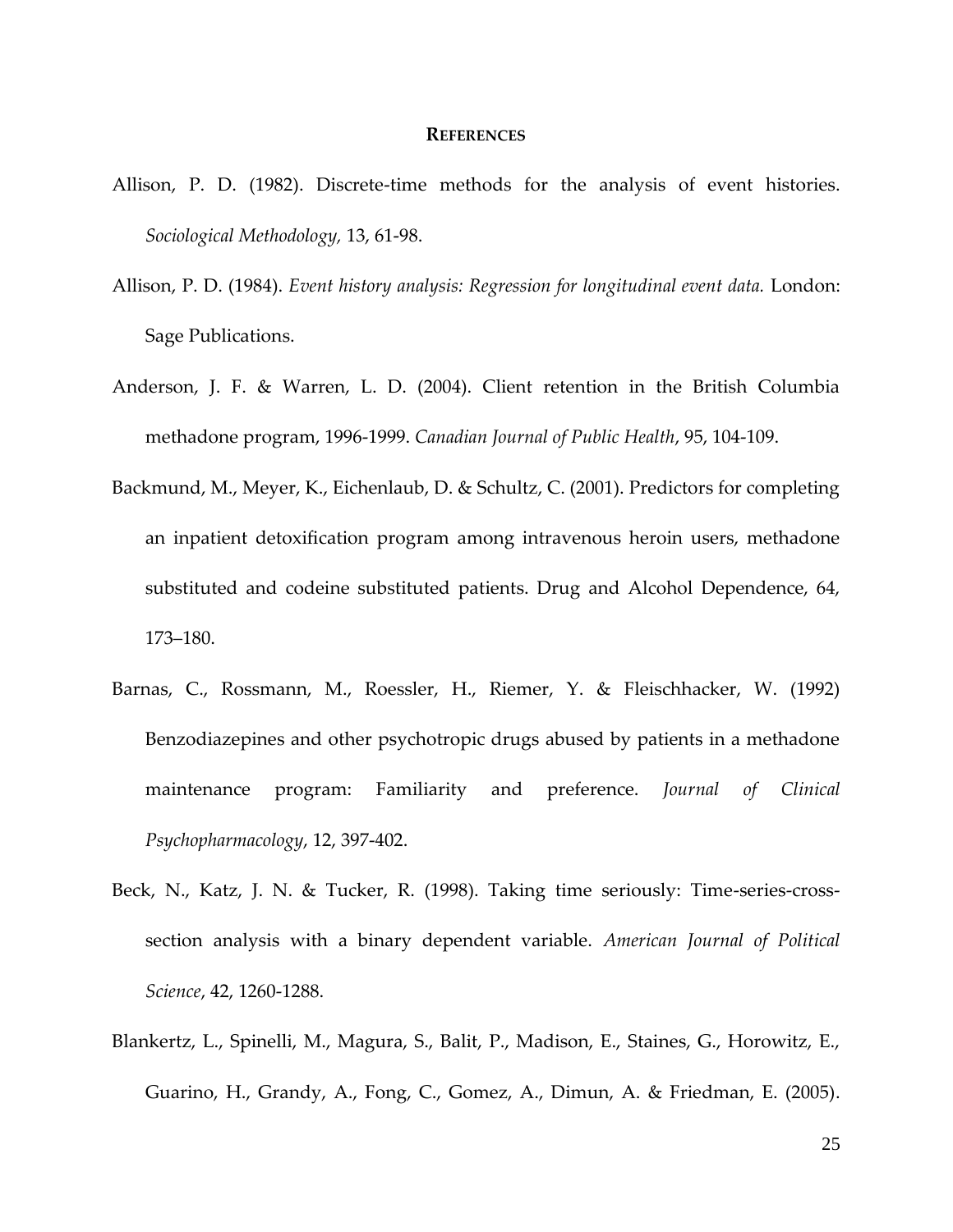## REFERENCES

Allison, P. D. (1982). Discrete-time methods for the analysis of event histories. *Sociological Methodology,* 13, 61-98.

Allison, P. D. (1984). *Event history analysis: Regression for longitudinal event data.* London: Sage Publications.

Anderson, J. F. & Warren, L. D. (2004). Client retention in the British Columbia methadone program, 1996-1999. *Canadian Journal of Public Health*, 95, 104-109.

Backmund, M., Meyer, K., Eichenlaub, D. & Schultz, C. (2001). Predictors for completing an inpatient detoxification program among intravenous heroin users, methadone substituted and codeine substituted patients. Drug and Alcohol Dependence, 64, 173–180.

Barnas, C., Rossmann, M., Roessler, H., Riemer, Y. & Fleischhacker, W. (1992) Benzodiazepines and other psychotropic drugs abused by patients in a methadone maintenance program: Familiarity and preference. *Journal of Clinical Psychopharmacology*, 12, 397-402.

Beck, N., Katz, J. N. & Tucker, R. (1998). Taking time seriously: Time-series-cross-section analysis with a binary dependent variable. *American Journal of Political Science*, 42, 1260-1288.

Blankertz, L., Spinelli, M., Magura, S., Balit, P., Madison, E., Staines, G., Horowitz, E., Guarino, H., Grandy, A., Fong, C., Gomez, A., Dimun, A. & Friedman, E. (2005).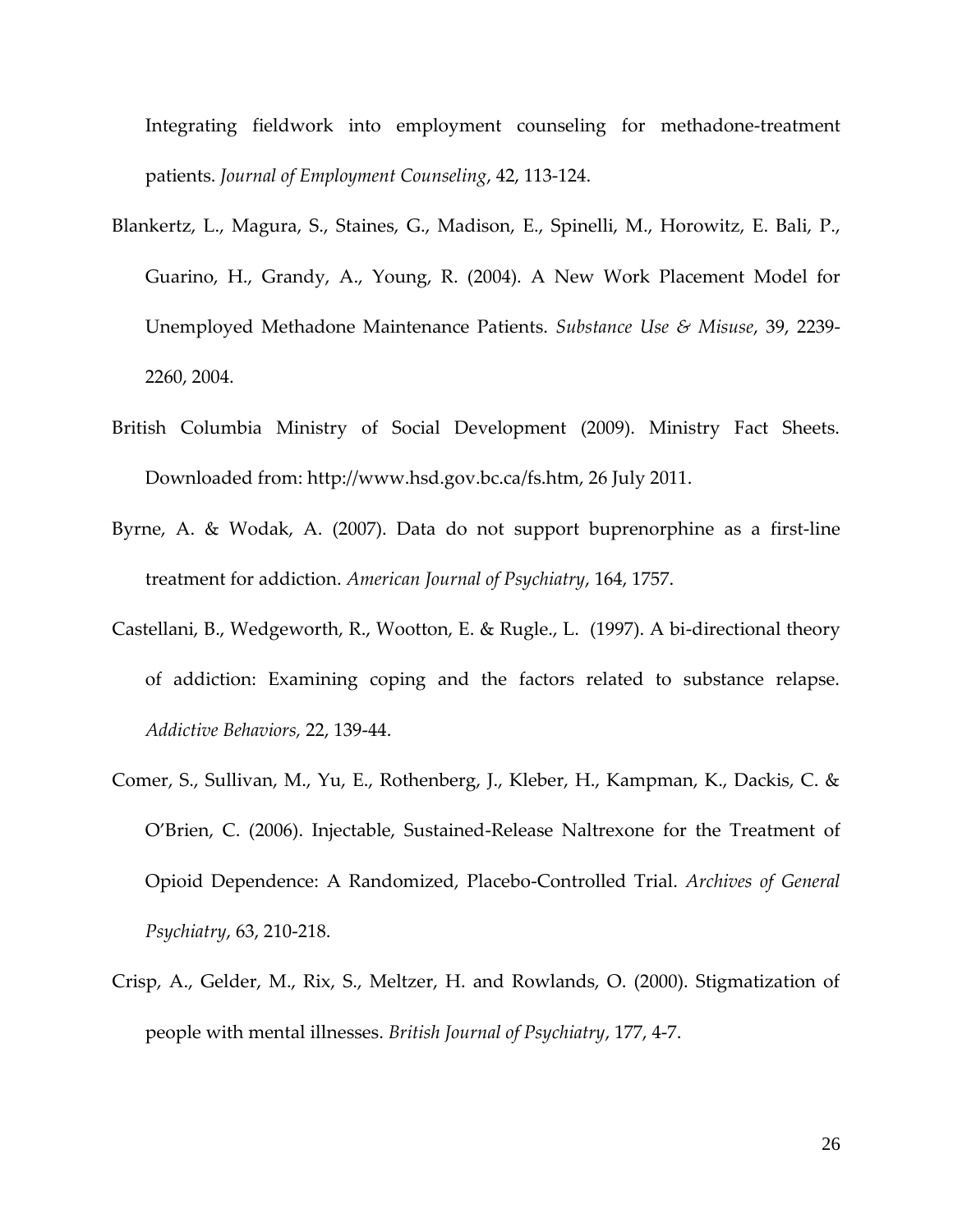Integrating fieldwork into employment counseling for methadone-treatment patients. *Journal of Employment Counseling*, 42, 113-124.

Blankertz, L., Magura, S., Staines, G., Madison, E., Spinelli, M., Horowitz, E. Bali, P., Guarino, H., Grandy, A., Young, R. (2004). A New Work Placement Model for Unemployed Methadone Maintenance Patients. *Substance Use & Misuse*, 39, 2239-2260, 2004.

British Columbia Ministry of Social Development (2009). Ministry Fact Sheets. Downloaded from: http://www.hsd.gov.bc.ca/fs.htm, 26 July 2011.

Byrne, A. & Wodak, A. (2007). Data do not support buprenorphine as a first-line treatment for addiction. *American Journal of Psychiatry*, 164, 1757.

Castellani, B., Wedgeworth, R., Wootton, E. & Rugle., L. (1997). A bi-directional theory of addiction: Examining coping and the factors related to substance relapse. *Addictive Behaviors*, 22, 139-44.

Comer, S., Sullivan, M., Yu, E., Rothenberg, J., Kleber, H., Kampman, K., Dackis, C. & O'Brien, C. (2006). Injectable, Sustained-Release Naltrexone for the Treatment of Opioid Dependence: A Randomized, Placebo-Controlled Trial. *Archives of General Psychiatry*, 63, 210-218.

Crisp, A., Gelder, M., Rix, S., Meltzer, H. and Rowlands, O. (2000). Stigmatization of people with mental illnesses. *British Journal of Psychiatry*, 177, 4-7.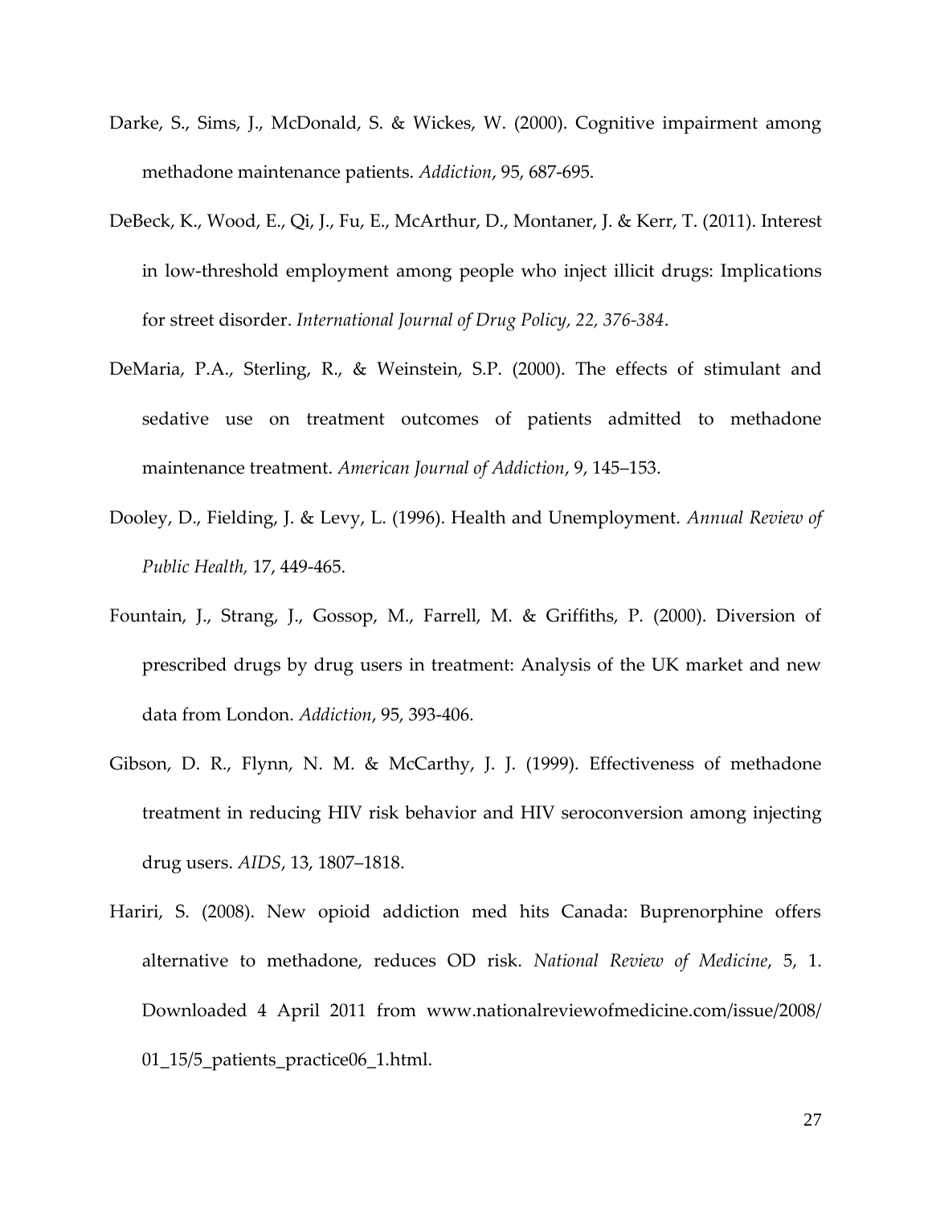Darke, S., Sims, J., McDonald, S. & Wickes, W. (2000). Cognitive impairment among methadone maintenance patients. *Addiction*, 95, 687-695.

DeBeck, K., Wood, E., Qi, J., Fu, E., McArthur, D., Montaner, J. & Kerr, T. (2011). Interest in low-threshold employment among people who inject illicit drugs: Implications for street disorder. *International Journal of Drug Policy, 22, 376-384*.

DeMaria, P.A., Sterling, R., & Weinstein, S.P. (2000). The effects of stimulant and sedative use on treatment outcomes of patients admitted to methadone maintenance treatment. *American Journal of Addiction*, 9, 145–153.

Dooley, D., Fielding, J. & Levy, L. (1996). Health and Unemployment. *Annual Review of Public Health,* 17, 449-465.

Fountain, J., Strang, J., Gossop, M., Farrell, M. & Griffiths, P. (2000). Diversion of prescribed drugs by drug users in treatment: Analysis of the UK market and new data from London. *Addiction*, 95, 393-406.

Gibson, D. R., Flynn, N. M. & McCarthy, J. J. (1999). Effectiveness of methadone treatment in reducing HIV risk behavior and HIV seroconversion among injecting drug users. *AIDS*, 13, 1807–1818.

Hariri, S. (2008). New opioid addiction med hits Canada: Buprenorphine offers alternative to methadone, reduces OD risk. *National Review of Medicine*, 5, 1. Downloaded 4 April 2011 from www.nationalreviewofmedicine.com/issue/2008/01_15/5_patients_practice06_1.html.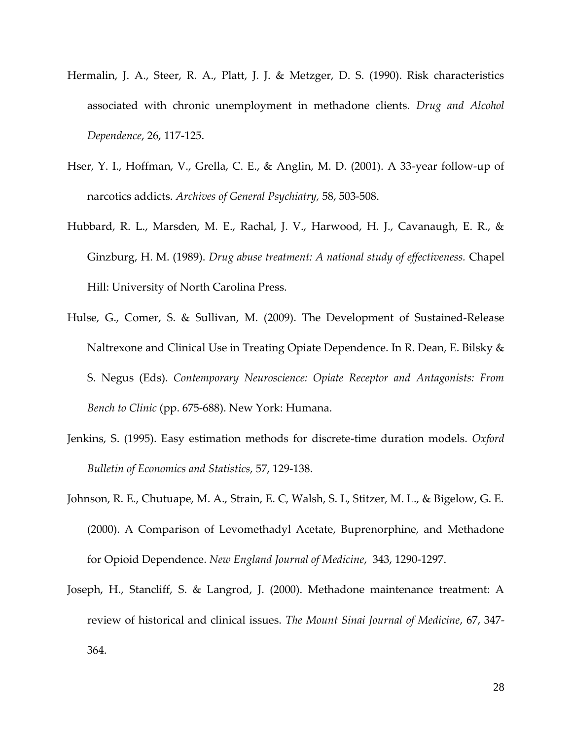Hermalin, J. A., Steer, R. A., Platt, J. J. & Metzger, D. S. (1990). Risk characteristics associated with chronic unemployment in methadone clients. *Drug and Alcohol Dependence*, 26, 117-125.

Hser, Y. I., Hoffman, V., Grella, C. E., & Anglin, M. D. (2001). A 33-year follow-up of narcotics addicts. *Archives of General Psychiatry*, 58, 503-508.

Hubbard, R. L., Marsden, M. E., Rachal, J. V., Harwood, H. J., Cavanaugh, E. R., & Ginzburg, H. M. (1989). *Drug abuse treatment: A national study of effectiveness.* Chapel Hill: University of North Carolina Press.

Hulse, G., Comer, S. & Sullivan, M. (2009). The Development of Sustained-Release Naltrexone and Clinical Use in Treating Opiate Dependence. In R. Dean, E. Bilsky & S. Negus (Eds). *Contemporary Neuroscience: Opiate Receptor and Antagonists: From Bench to Clinic* (pp. 675-688). New York: Humana.

Jenkins, S. (1995). Easy estimation methods for discrete-time duration models. *Oxford Bulletin of Economics and Statistics,* 57, 129-138.

Johnson, R. E., Chutuape, M. A., Strain, E. C, Walsh, S. L, Stitzer, M. L., & Bigelow, G. E. (2000). A Comparison of Levomethadyl Acetate, Buprenorphine, and Methadone for Opioid Dependence. *New England Journal of Medicine*, 343, 1290-1297.

Joseph, H., Stancliff, S. & Langrod, J. (2000). Methadone maintenance treatment: A review of historical and clinical issues. *The Mount Sinai Journal of Medicine*, 67, 347-364.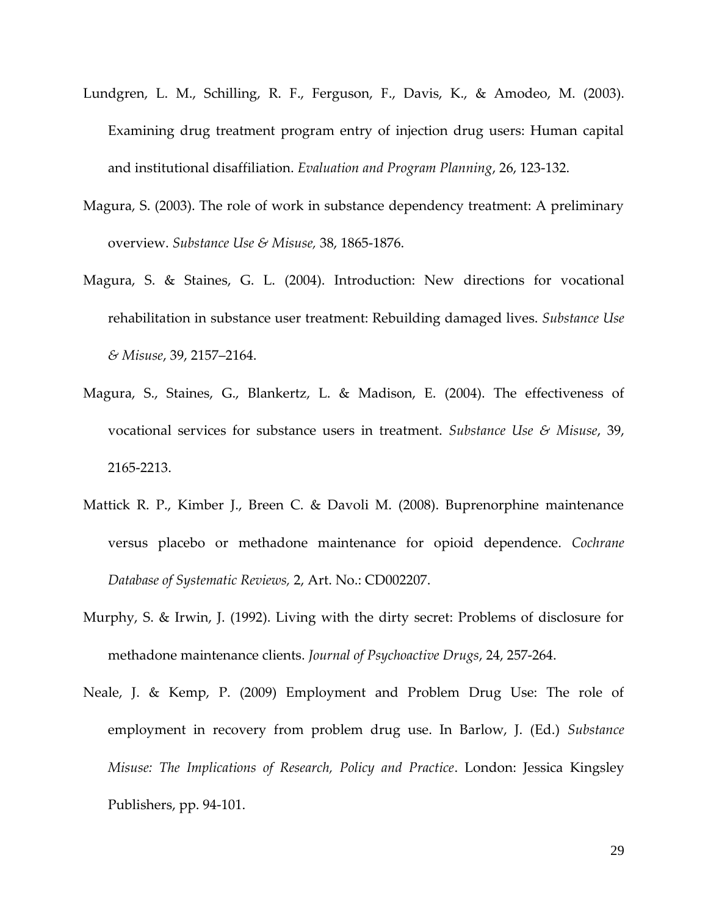Lundgren, L. M., Schilling, R. F., Ferguson, F., Davis, K., & Amodeo, M. (2003). Examining drug treatment program entry of injection drug users: Human capital and institutional disaffiliation. *Evaluation and Program Planning*, 26, 123-132.

Magura, S. (2003). The role of work in substance dependency treatment: A preliminary overview. *Substance Use & Misuse,* 38, 1865-1876.

Magura, S. & Staines, G. L. (2004). Introduction: New directions for vocational rehabilitation in substance user treatment: Rebuilding damaged lives. *Substance Use & Misuse*, 39, 2157–2164.

Magura, S., Staines, G., Blankertz, L. & Madison, E. (2004). The effectiveness of vocational services for substance users in treatment. *Substance Use & Misuse*, 39, 2165-2213.

Mattick R. P., Kimber J., Breen C. & Davoli M. (2008). Buprenorphine maintenance versus placebo or methadone maintenance for opioid dependence. *Cochrane Database of Systematic Reviews,* 2, Art. No.: CD002207.

Murphy, S. & Irwin, J. (1992). Living with the dirty secret: Problems of disclosure for methadone maintenance clients. *Journal of Psychoactive Drugs*, 24, 257-264.

Neale, J. & Kemp, P. (2009) Employment and Problem Drug Use: The role of employment in recovery from problem drug use. In Barlow, J. (Ed.) *Substance Misuse: The Implications of Research, Policy and Practice*. London: Jessica Kingsley Publishers, pp. 94-101.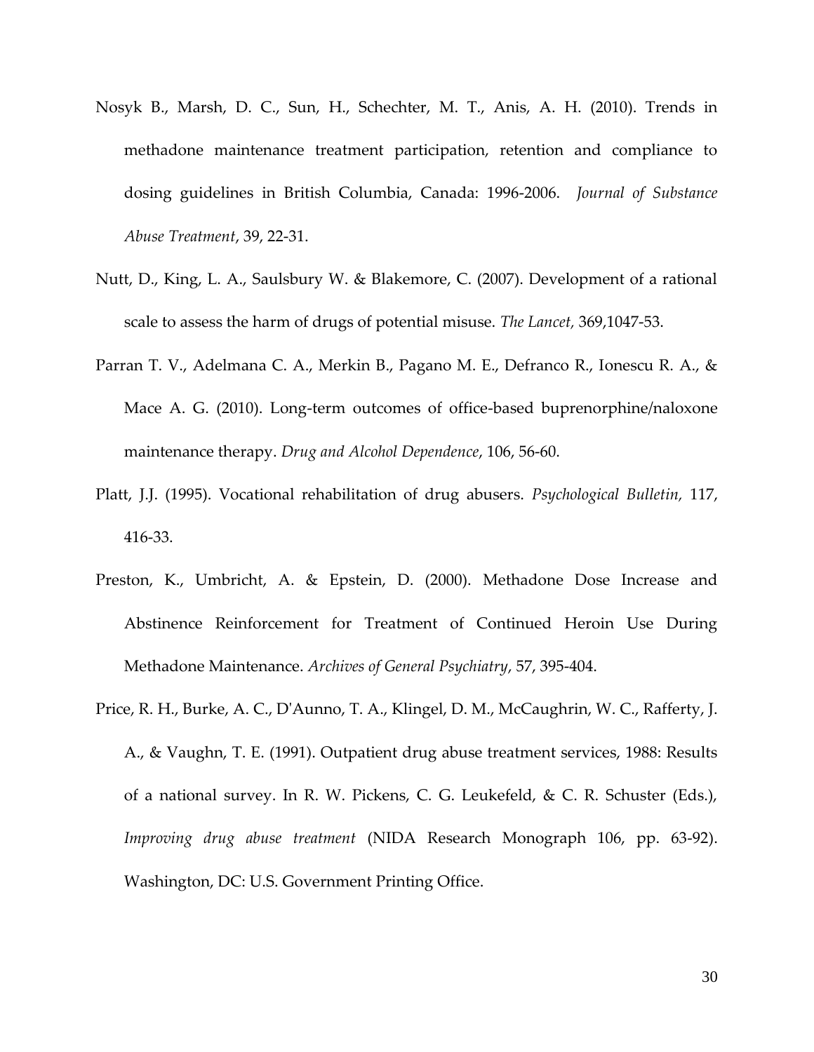Nosyk B., Marsh, D. C., Sun, H., Schechter, M. T., Anis, A. H. (2010). Trends in methadone maintenance treatment participation, retention and compliance to dosing guidelines in British Columbia, Canada: 1996-2006. *Journal of Substance Abuse Treatment*, 39, 22-31.

Nutt, D., King, L. A., Saulsbury W. & Blakemore, C. (2007). Development of a rational scale to assess the harm of drugs of potential misuse. *The Lancet,* 369,1047-53.

Parran T. V., Adelmana C. A., Merkin B., Pagano M. E., Defranco R., Ionescu R. A., & Mace A. G. (2010). Long-term outcomes of office-based buprenorphine/naloxone maintenance therapy. *Drug and Alcohol Dependence*, 106, 56-60.

Platt, J.J. (1995). Vocational rehabilitation of drug abusers. *Psychological Bulletin,* 117, 416-33.

Preston, K., Umbricht, A. & Epstein, D. (2000). Methadone Dose Increase and Abstinence Reinforcement for Treatment of Continued Heroin Use During Methadone Maintenance. *Archives of General Psychiatry*, 57, 395-404.

Price, R. H., Burke, A. C., D'Aunno, T. A., Klingel, D. M., McCaughrin, W. C., Rafferty, J. A., & Vaughn, T. E. (1991). Outpatient drug abuse treatment services, 1988: Results of a national survey. In R. W. Pickens, C. G. Leukefeld, & C. R. Schuster (Eds.), *Improving drug abuse treatment* (NIDA Research Monograph 106, pp. 63-92). Washington, DC: U.S. Government Printing Office.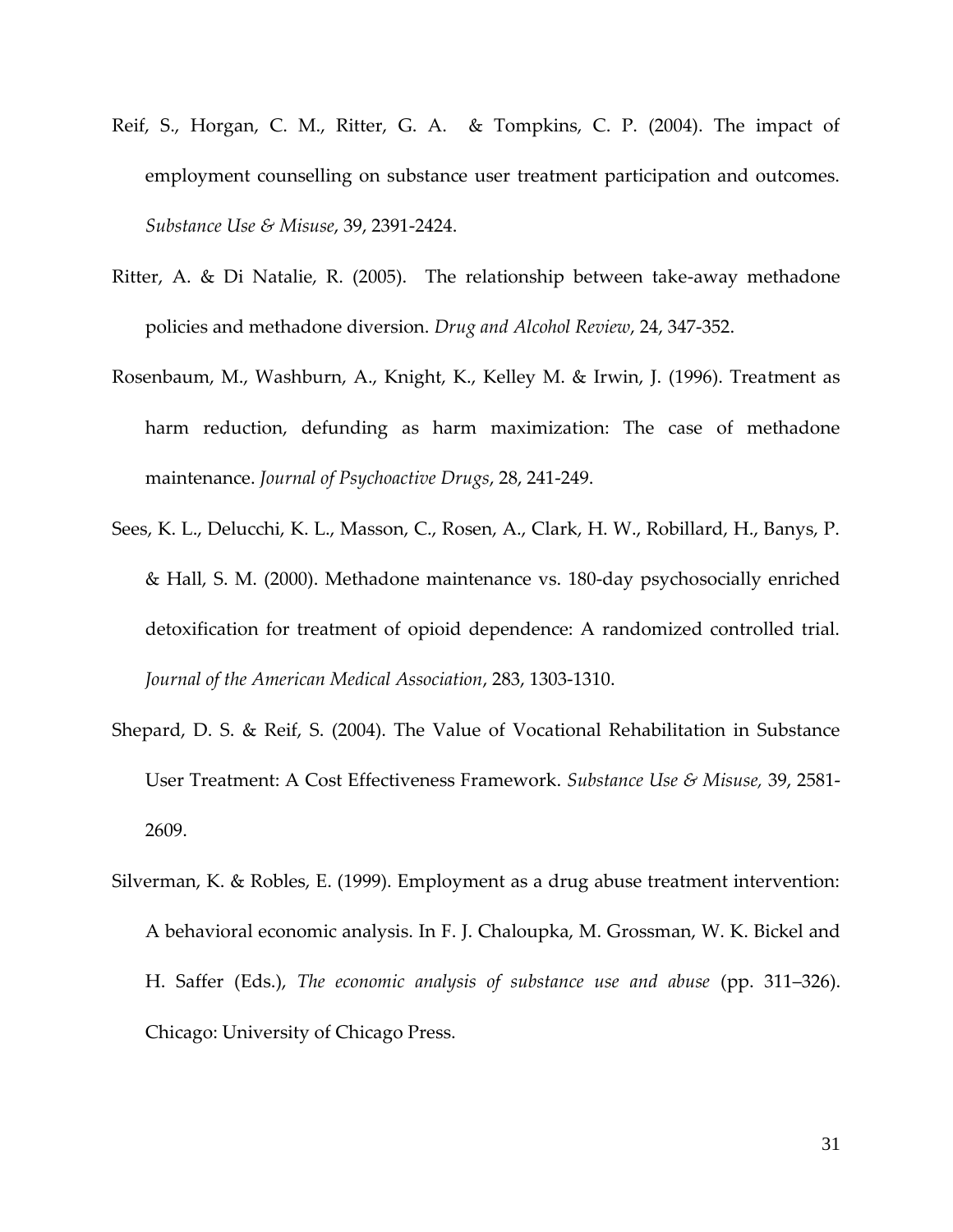Reif, S., Horgan, C. M., Ritter, G. A. & Tompkins, C. P. (2004). The impact of employment counselling on substance user treatment participation and outcomes. *Substance Use & Misuse*, 39, 2391-2424.

Ritter, A. & Di Natalie, R. (2005). The relationship between take-away methadone policies and methadone diversion. *Drug and Alcohol Review*, 24, 347-352.

Rosenbaum, M., Washburn, A., Knight, K., Kelley M. & Irwin, J. (1996). Treatment as harm reduction, defunding as harm maximization: The case of methadone maintenance. *Journal of Psychoactive Drugs*, 28, 241-249.

Sees, K. L., Delucchi, K. L., Masson, C., Rosen, A., Clark, H. W., Robillard, H., Banys, P. & Hall, S. M. (2000). Methadone maintenance vs. 180-day psychosocially enriched detoxification for treatment of opioid dependence: A randomized controlled trial. *Journal of the American Medical Association*, 283, 1303-1310.

Shepard, D. S. & Reif, S. (2004). The Value of Vocational Rehabilitation in Substance User Treatment: A Cost Effectiveness Framework. *Substance Use & Misuse,* 39, 2581-2609.

Silverman, K. & Robles, E. (1999). Employment as a drug abuse treatment intervention: A behavioral economic analysis. In F. J. Chaloupka, M. Grossman, W. K. Bickel and H. Saffer (Eds.), *The economic analysis of substance use and abuse* (pp. 311–326). Chicago: University of Chicago Press.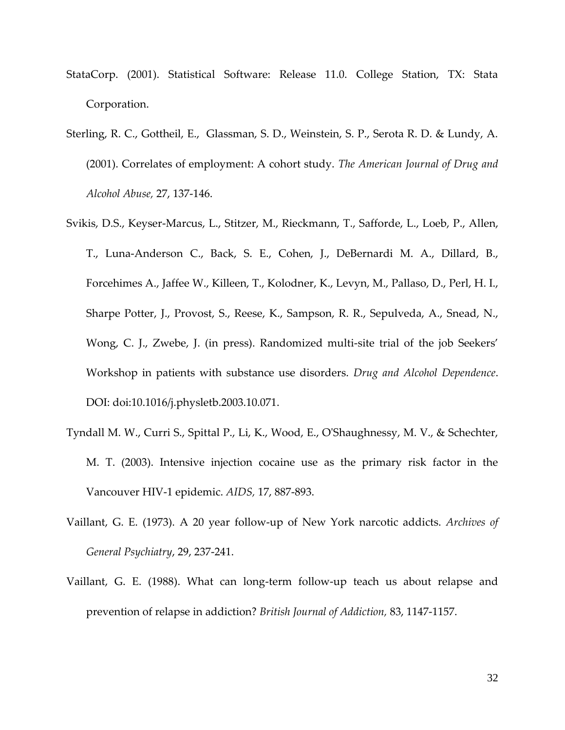StataCorp. (2001). Statistical Software: Release 11.0. College Station, TX: Stata Corporation.

Sterling, R. C., Gottheil, E., Glassman, S. D., Weinstein, S. P., Serota R. D. & Lundy, A. (2001). Correlates of employment: A cohort study. *The American Journal of Drug and Alcohol Abuse,* 27, 137-146.

Svikis, D.S., Keyser-Marcus, L., Stitzer, M., Rieckmann, T., Safforde, L., Loeb, P., Allen, T., Luna-Anderson C., Back, S. E., Cohen, J., DeBernardi M. A., Dillard, B., Forcehimes A., Jaffee W., Killeen, T., Kolodner, K., Levyn, M., Pallaso, D., Perl, H. I., Sharpe Potter, J., Provost, S., Reese, K., Sampson, R. R., Sepulveda, A., Snead, N., Wong, C. J., Zwebe, J. (in press). Randomized multi-site trial of the job Seekers' Workshop in patients with substance use disorders. *Drug and Alcohol Dependence*. DOI: doi:10.1016/j.physletb.2003.10.071.

Tyndall M. W., Curri S., Spittal P., Li, K., Wood, E., O'Shaughnessy, M. V., & Schechter, M. T. (2003). Intensive injection cocaine use as the primary risk factor in the Vancouver HIV-1 epidemic. *AIDS,* 17, 887-893.

Vaillant, G. E. (1973). A 20 year follow-up of New York narcotic addicts. *Archives of General Psychiatry*, 29, 237-241.

Vaillant, G. E. (1988). What can long-term follow-up teach us about relapse and prevention of relapse in addiction? *British Journal of Addiction,* 83, 1147-1157.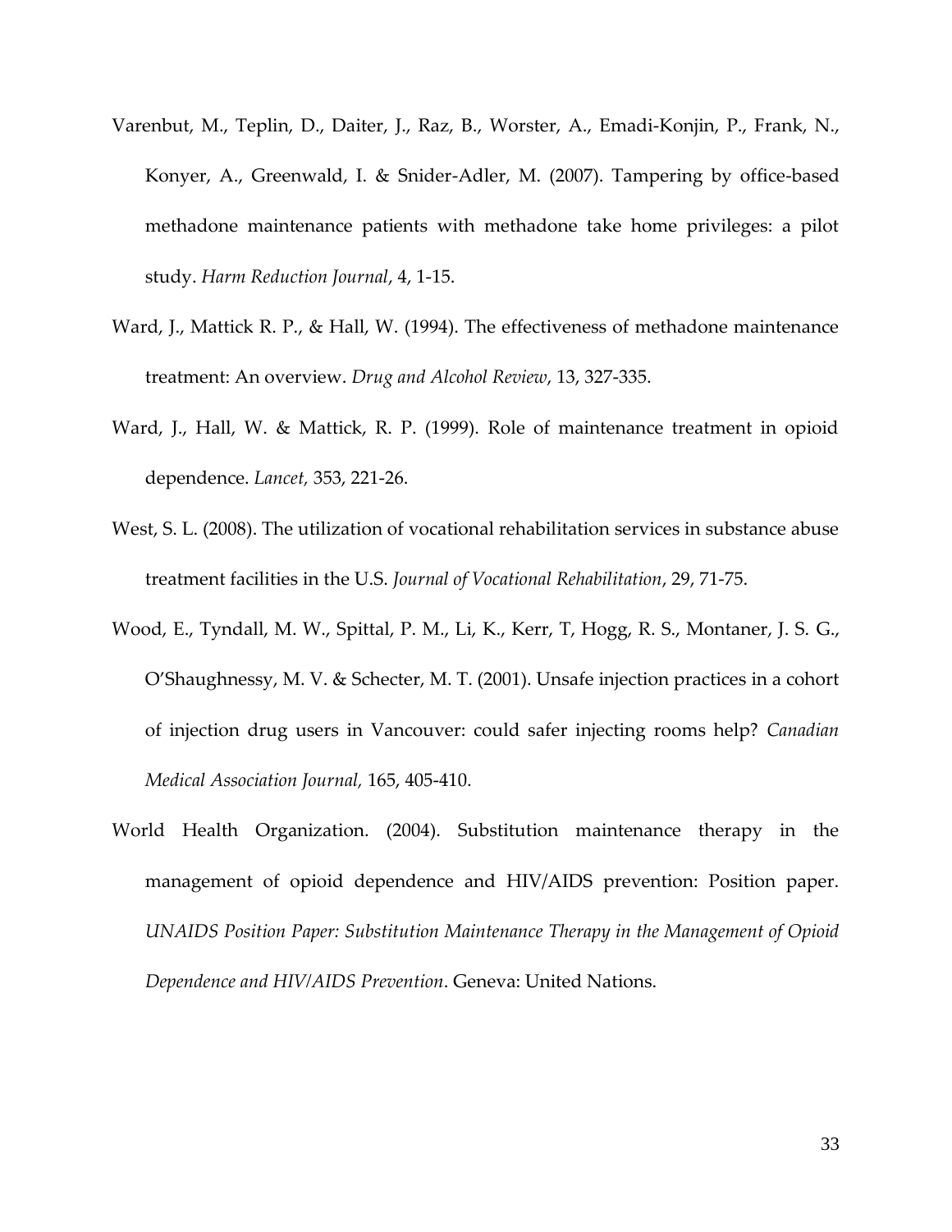Varenbut, M., Teplin, D., Daiter, J., Raz, B., Worster, A., Emadi-Konjin, P., Frank, N., Konyer, A., Greenwald, I. & Snider-Adler, M. (2007). Tampering by office-based methadone maintenance patients with methadone take home privileges: a pilot study. *Harm Reduction Journal*, 4, 1-15.

Ward, J., Mattick R. P., & Hall, W. (1994). The effectiveness of methadone maintenance treatment: An overview. *Drug and Alcohol Review*, 13, 327-335.

Ward, J., Hall, W. & Mattick, R. P. (1999). Role of maintenance treatment in opioid dependence. *Lancet,* 353, 221-26.

West, S. L. (2008). The utilization of vocational rehabilitation services in substance abuse treatment facilities in the U.S. *Journal of Vocational Rehabilitation*, 29, 71-75.

Wood, E., Tyndall, M. W., Spittal, P. M., Li, K., Kerr, T, Hogg, R. S., Montaner, J. S. G., O'Shaughnessy, M. V. & Schecter, M. T. (2001). Unsafe injection practices in a cohort of injection drug users in Vancouver: could safer injecting rooms help? *Canadian Medical Association Journal,* 165, 405-410.

World Health Organization. (2004). Substitution maintenance therapy in the management of opioid dependence and HIV/AIDS prevention: Position paper. *UNAIDS Position Paper: Substitution Maintenance Therapy in the Management of Opioid Dependence and HIV/AIDS Prevention*. Geneva: United Nations.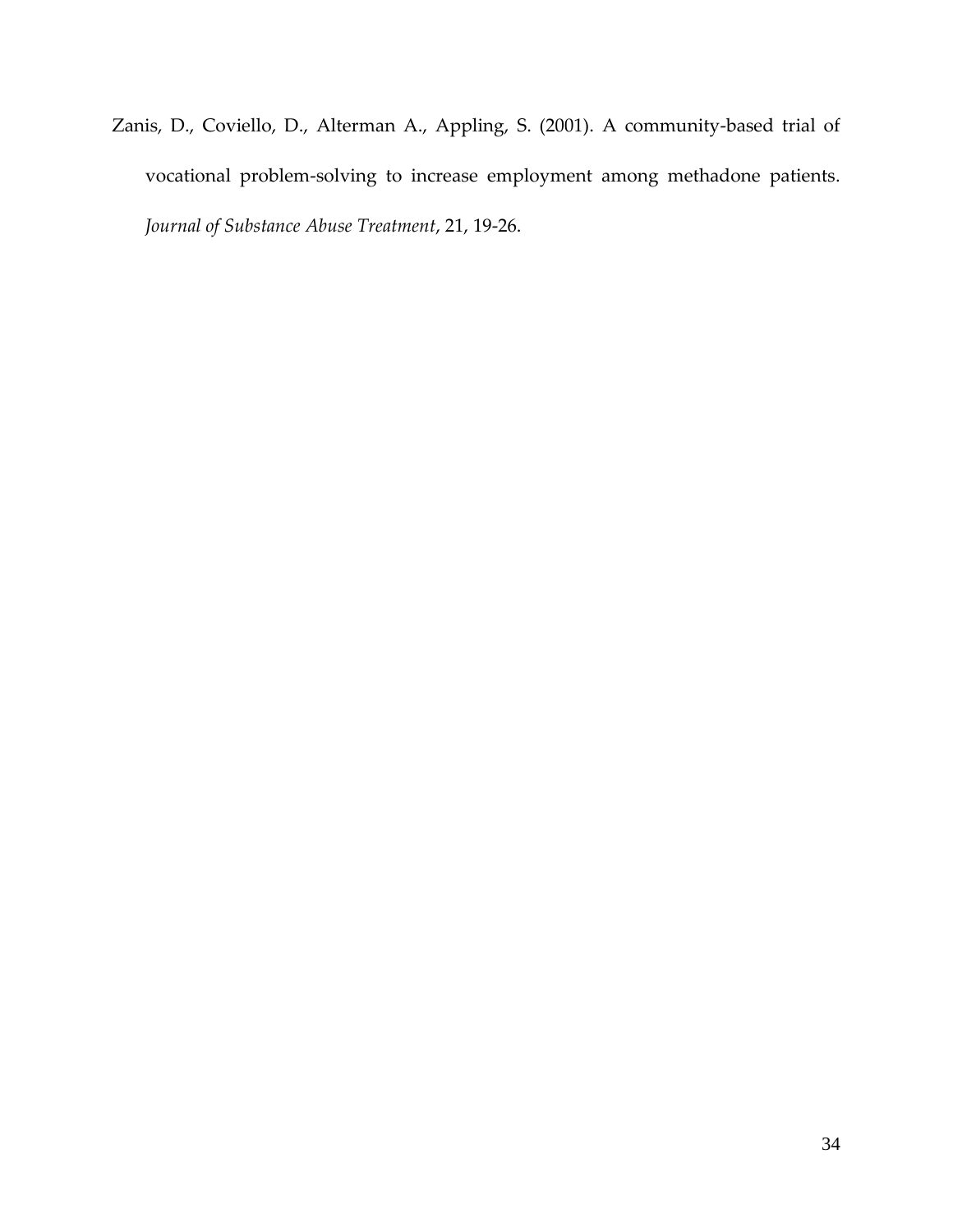Zanis, D., Coviello, D., Alterman A., Appling, S. (2001). A community-based trial of vocational problem-solving to increase employment among methadone patients. *Journal of Substance Abuse Treatment*, 21, 19-26.